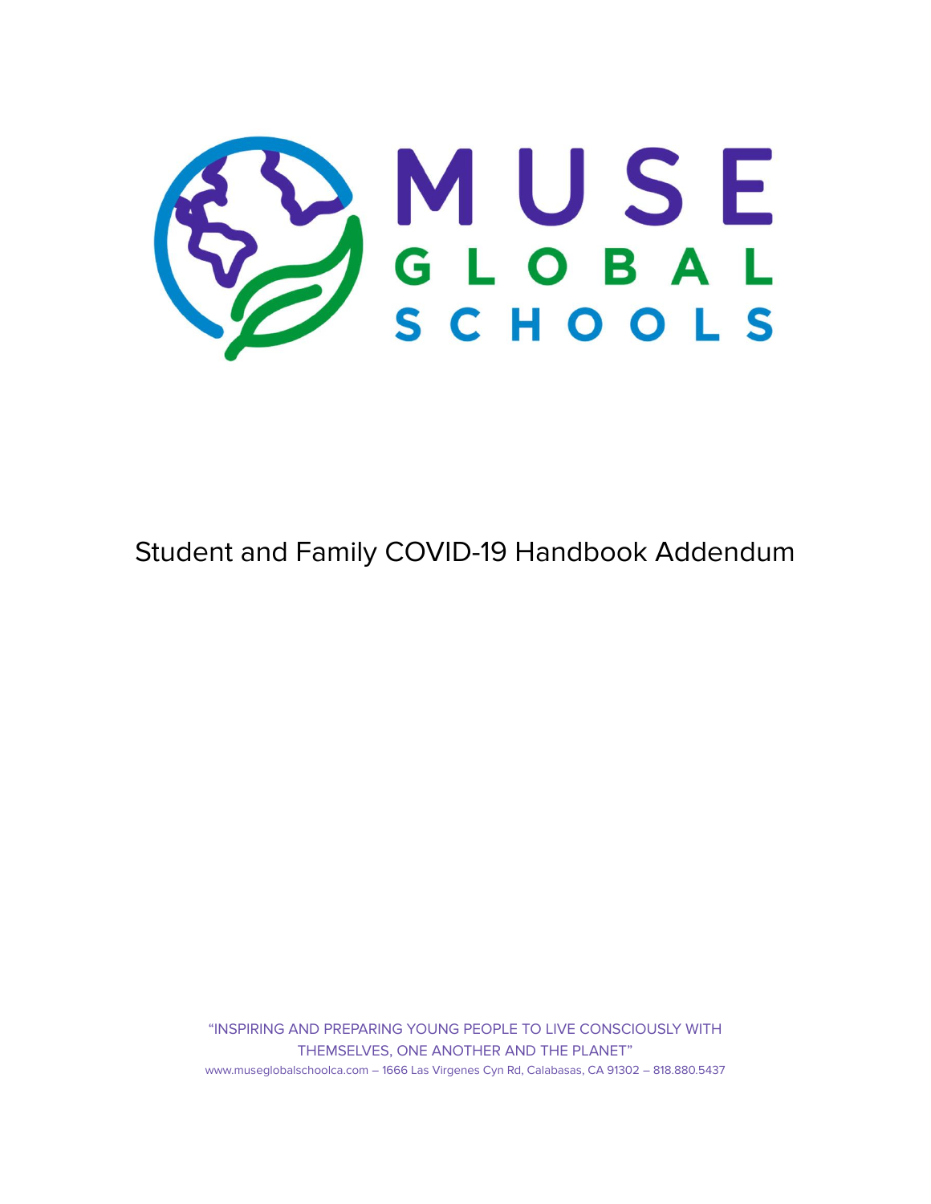# MUSE GLOBAL SCHOOLS

## Student and Family COVID-19 Handbook Addendum

"INSPIRING AND PREPARING YOUNG PEOPLE TO LIVE CONSCIOUSLY WITH THEMSELVES, ONE ANOTHER AND THE PLANET"

www.museglobalschoolca.com – 1666 Las Virgenes Cyn Rd, Calabasas, CA 91302 – 818.880.5437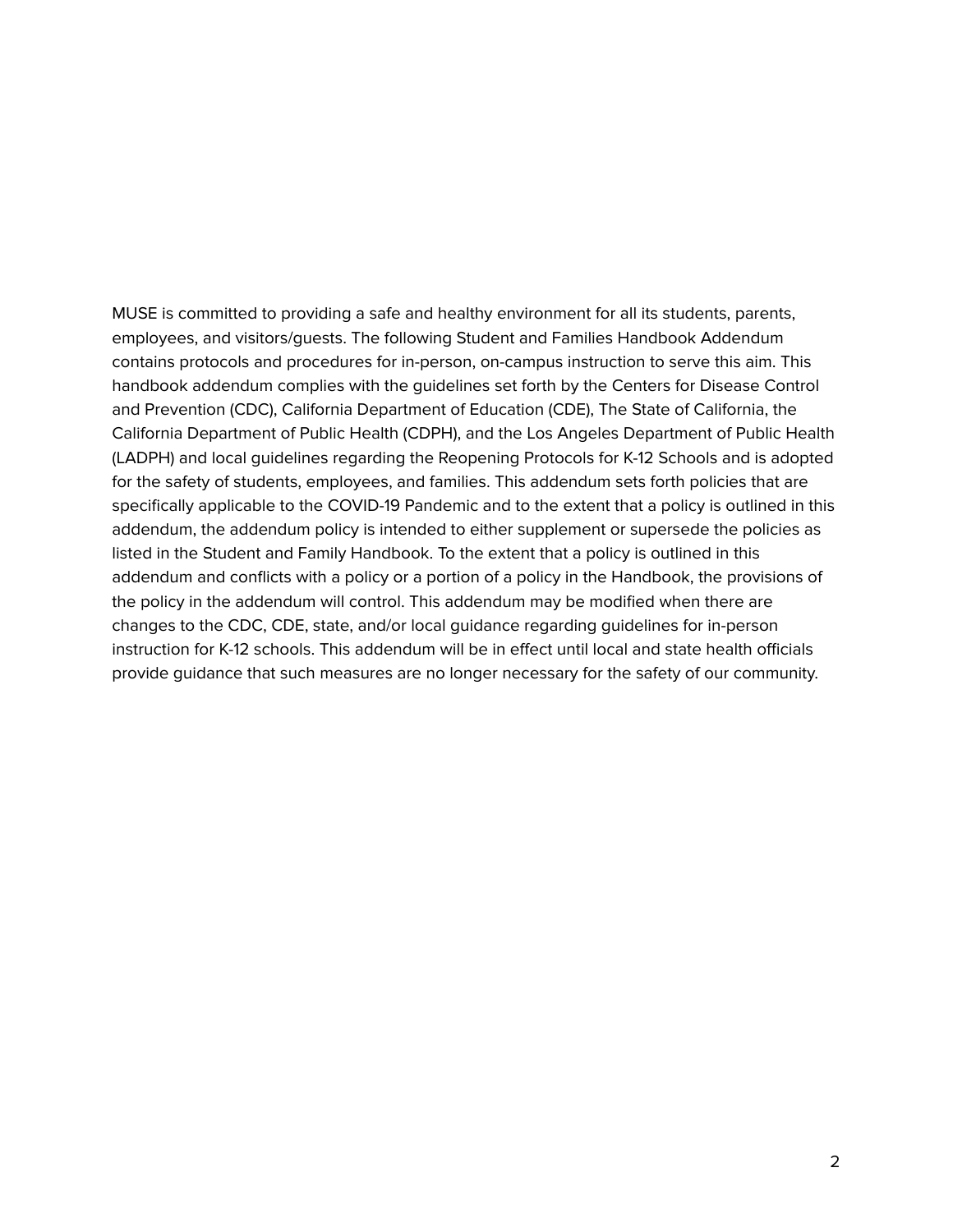MUSE is committed to providing a safe and healthy environment for all its students, parents, employees, and visitors/guests. The following Student and Families Handbook Addendum contains protocols and procedures for in-person, on-campus instruction to serve this aim. This handbook addendum complies with the guidelines set forth by the Centers for Disease Control and Prevention (CDC), California Department of Education (CDE), The State of California, the California Department of Public Health (CDPH), and the Los Angeles Department of Public Health (LADPH) and local guidelines regarding the Reopening Protocols for K-12 Schools and is adopted for the safety of students, employees, and families. This addendum sets forth policies that are specifically applicable to the COVID-19 Pandemic and to the extent that a policy is outlined in this addendum, the addendum policy is intended to either supplement or supersede the policies as listed in the Student and Family Handbook. To the extent that a policy is outlined in this addendum and conflicts with a policy or a portion of a policy in the Handbook, the provisions of the policy in the addendum will control. This addendum may be modified when there are changes to the CDC, CDE, state, and/or local guidance regarding guidelines for in-person instruction for K-12 schools. This addendum will be in effect until local and state health officials provide guidance that such measures are no longer necessary for the safety of our community.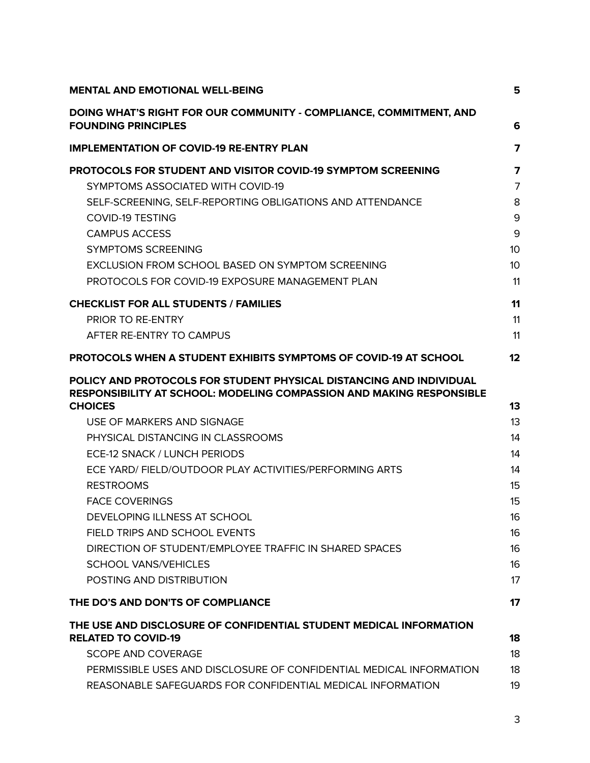| | |
|---|---|
| **MENTAL AND EMOTIONAL WELL-BEING** | **5** |
| **DOING WHAT'S RIGHT FOR OUR COMMUNITY - COMPLIANCE, COMMITMENT, AND FOUNDING PRINCIPLES** | **6** |
| **IMPLEMENTATION OF COVID-19 RE-ENTRY PLAN** | **7** |
| **PROTOCOLS FOR STUDENT AND VISITOR COVID-19 SYMPTOM SCREENING** | **7** |
| SYMPTOMS ASSOCIATED WITH COVID-19 | 7 |
| SELF-SCREENING, SELF-REPORTING OBLIGATIONS AND ATTENDANCE | 8 |
| COVID-19 TESTING | 9 |
| CAMPUS ACCESS | 9 |
| SYMPTOMS SCREENING | 10 |
| EXCLUSION FROM SCHOOL BASED ON SYMPTOM SCREENING | 10 |
| PROTOCOLS FOR COVID-19 EXPOSURE MANAGEMENT PLAN | 11 |
| **CHECKLIST FOR ALL STUDENTS / FAMILIES** | **11** |
| PRIOR TO RE-ENTRY | 11 |
| AFTER RE-ENTRY TO CAMPUS | 11 |
| **PROTOCOLS WHEN A STUDENT EXHIBITS SYMPTOMS OF COVID-19 AT SCHOOL** | **12** |
| **POLICY AND PROTOCOLS FOR STUDENT PHYSICAL DISTANCING AND INDIVIDUAL RESPONSIBILITY AT SCHOOL: MODELING COMPASSION AND MAKING RESPONSIBLE CHOICES** | **13** |
| USE OF MARKERS AND SIGNAGE | 13 |
| PHYSICAL DISTANCING IN CLASSROOMS | 14 |
| ECE-12 SNACK / LUNCH PERIODS | 14 |
| ECE YARD/ FIELD/OUTDOOR PLAY ACTIVITIES/PERFORMING ARTS | 14 |
| RESTROOMS | 15 |
| FACE COVERINGS | 15 |
| DEVELOPING ILLNESS AT SCHOOL | 16 |
| FIELD TRIPS AND SCHOOL EVENTS | 16 |
| DIRECTION OF STUDENT/EMPLOYEE TRAFFIC IN SHARED SPACES | 16 |
| SCHOOL VANS/VEHICLES | 16 |
| POSTING AND DISTRIBUTION | 17 |
| **THE DO'S AND DON'TS OF COMPLIANCE** | **17** |
| **THE USE AND DISCLOSURE OF CONFIDENTIAL STUDENT MEDICAL INFORMATION RELATED TO COVID-19** | **18** |
| SCOPE AND COVERAGE | 18 |
| PERMISSIBLE USES AND DISCLOSURE OF CONFIDENTIAL MEDICAL INFORMATION | 18 |
| REASONABLE SAFEGUARDS FOR CONFIDENTIAL MEDICAL INFORMATION | 19 |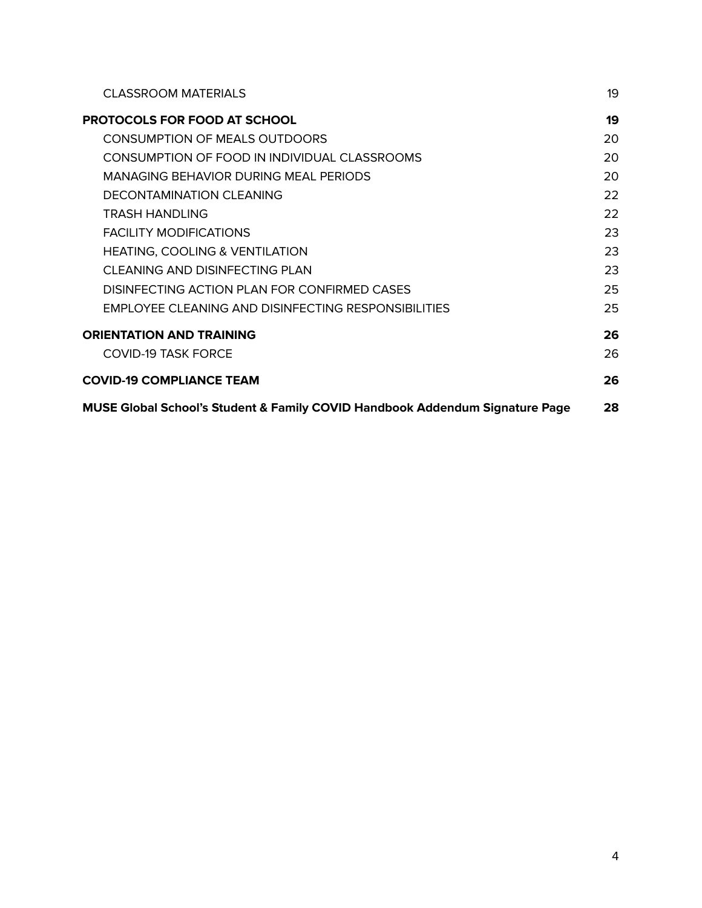| | |
|---|---|
| CLASSROOM MATERIALS | 19 |
| **PROTOCOLS FOR FOOD AT SCHOOL** | **19** |
| CONSUMPTION OF MEALS OUTDOORS | 20 |
| CONSUMPTION OF FOOD IN INDIVIDUAL CLASSROOMS | 20 |
| MANAGING BEHAVIOR DURING MEAL PERIODS | 20 |
| DECONTAMINATION CLEANING | 22 |
| TRASH HANDLING | 22 |
| FACILITY MODIFICATIONS | 23 |
| HEATING, COOLING & VENTILATION | 23 |
| CLEANING AND DISINFECTING PLAN | 23 |
| DISINFECTING ACTION PLAN FOR CONFIRMED CASES | 25 |
| EMPLOYEE CLEANING AND DISINFECTING RESPONSIBILITIES | 25 |
| **ORIENTATION AND TRAINING** | **26** |
| COVID-19 TASK FORCE | 26 |
| **COVID-19 COMPLIANCE TEAM** | **26** |
| **MUSE Global School's Student & Family COVID Handbook Addendum Signature Page** | **28** |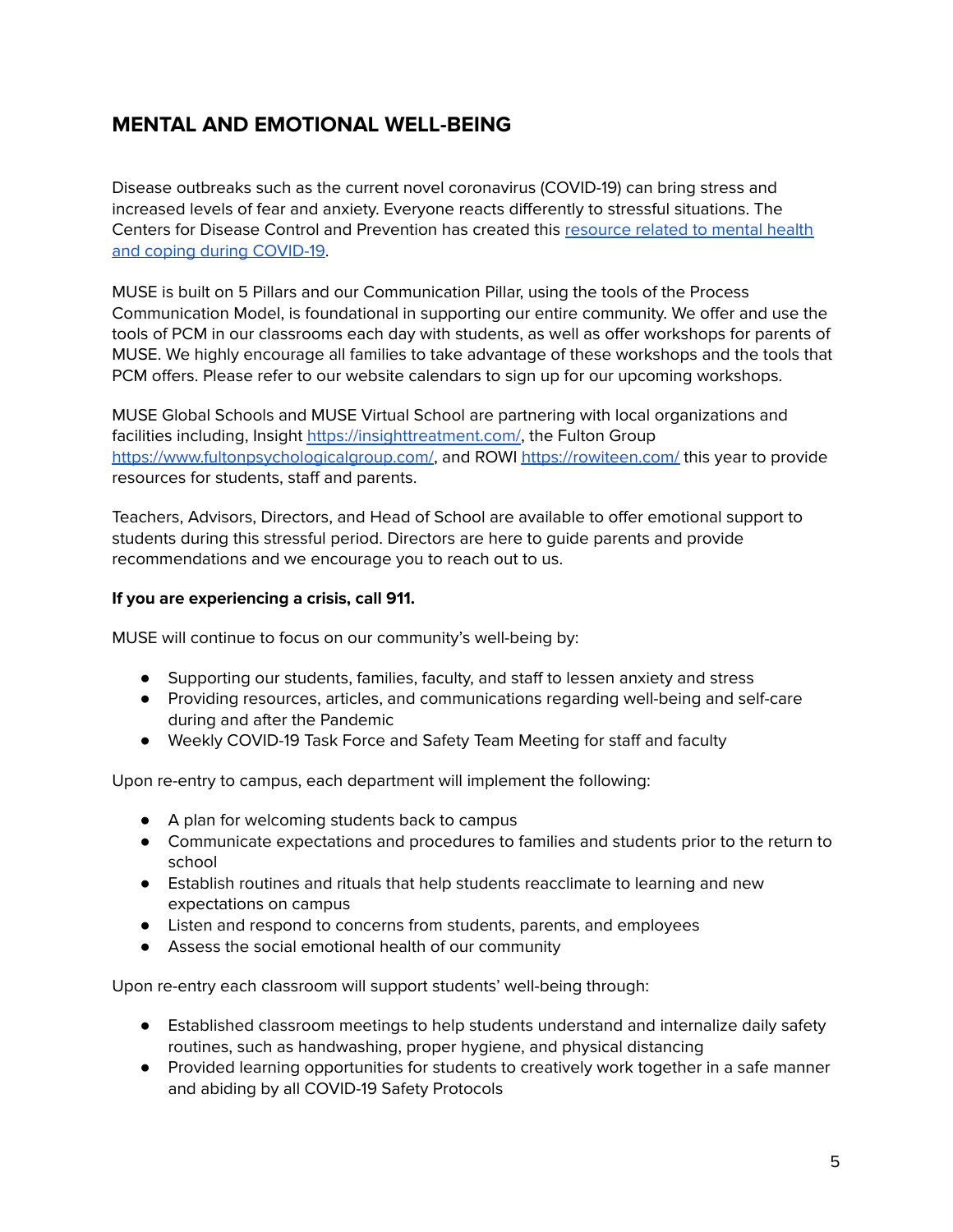## MENTAL AND EMOTIONAL WELL-BEING

Disease outbreaks such as the current novel coronavirus (COVID-19) can bring stress and increased levels of fear and anxiety. Everyone reacts differently to stressful situations. The Centers for Disease Control and Prevention has created this resource related to mental health and coping during COVID-19.

MUSE is built on 5 Pillars and our Communication Pillar, using the tools of the Process Communication Model, is foundational in supporting our entire community. We offer and use the tools of PCM in our classrooms each day with students, as well as offer workshops for parents of MUSE. We highly encourage all families to take advantage of these workshops and the tools that PCM offers. Please refer to our website calendars to sign up for our upcoming workshops.

MUSE Global Schools and MUSE Virtual School are partnering with local organizations and facilities including, Insight https://insighttreatment.com/, the Fulton Group https://www.fultonpsychologicalgroup.com/, and ROWI https://rowiteen.com/ this year to provide resources for students, staff and parents.

Teachers, Advisors, Directors, and Head of School are available to offer emotional support to students during this stressful period. Directors are here to guide parents and provide recommendations and we encourage you to reach out to us.

**If you are experiencing a crisis, call 911.**

MUSE will continue to focus on our community's well-being by:

- Supporting our students, families, faculty, and staff to lessen anxiety and stress
- Providing resources, articles, and communications regarding well-being and self-care during and after the Pandemic
- Weekly COVID-19 Task Force and Safety Team Meeting for staff and faculty

Upon re-entry to campus, each department will implement the following:

- A plan for welcoming students back to campus
- Communicate expectations and procedures to families and students prior to the return to school
- Establish routines and rituals that help students reacclimate to learning and new expectations on campus
- Listen and respond to concerns from students, parents, and employees
- Assess the social emotional health of our community

Upon re-entry each classroom will support students' well-being through:

- Established classroom meetings to help students understand and internalize daily safety routines, such as handwashing, proper hygiene, and physical distancing
- Provided learning opportunities for students to creatively work together in a safe manner and abiding by all COVID-19 Safety Protocols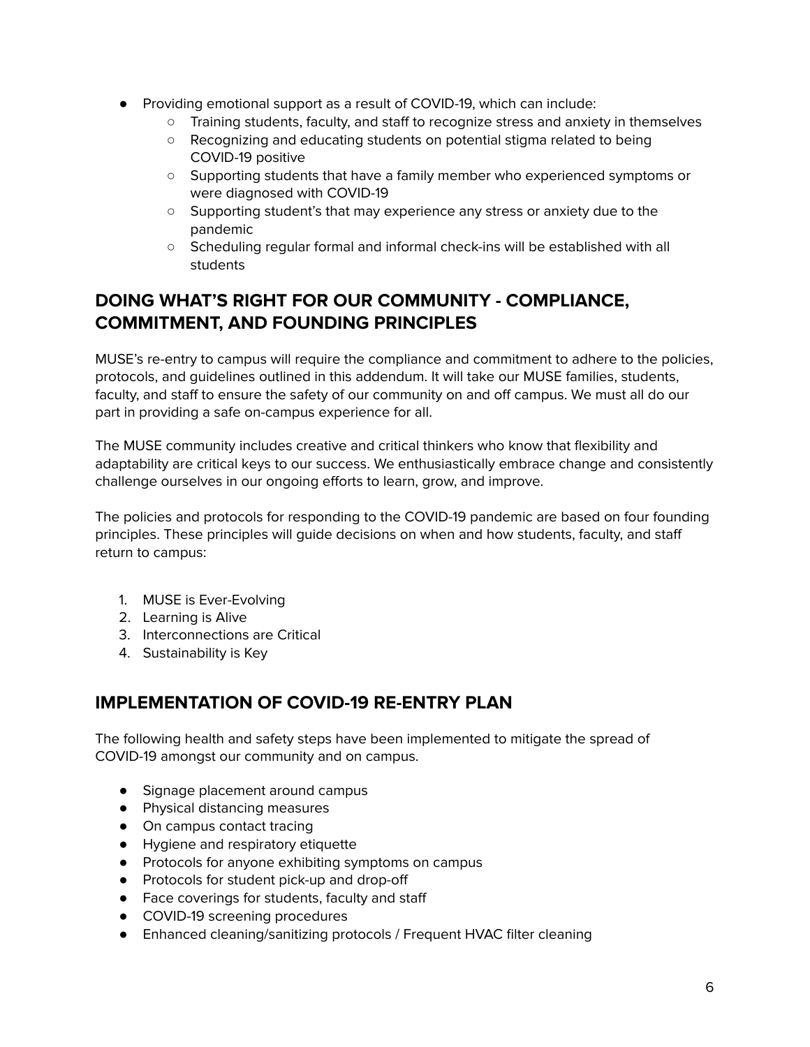- Providing emotional support as a result of COVID-19, which can include:
    - Training students, faculty, and staff to recognize stress and anxiety in themselves
    - Recognizing and educating students on potential stigma related to being COVID-19 positive
    - Supporting students that have a family member who experienced symptoms or were diagnosed with COVID-19
    - Supporting student's that may experience any stress or anxiety due to the pandemic
    - Scheduling regular formal and informal check-ins will be established with all students

## DOING WHAT'S RIGHT FOR OUR COMMUNITY - COMPLIANCE, COMMITMENT, AND FOUNDING PRINCIPLES

MUSE's re-entry to campus will require the compliance and commitment to adhere to the policies, protocols, and guidelines outlined in this addendum. It will take our MUSE families, students, faculty, and staff to ensure the safety of our community on and off campus. We must all do our part in providing a safe on-campus experience for all.

The MUSE community includes creative and critical thinkers who know that flexibility and adaptability are critical keys to our success. We enthusiastically embrace change and consistently challenge ourselves in our ongoing efforts to learn, grow, and improve.

The policies and protocols for responding to the COVID-19 pandemic are based on four founding principles. These principles will guide decisions on when and how students, faculty, and staff return to campus:

1. MUSE is Ever-Evolving
2. Learning is Alive
3. Interconnections are Critical
4. Sustainability is Key

## IMPLEMENTATION OF COVID-19 RE-ENTRY PLAN

The following health and safety steps have been implemented to mitigate the spread of COVID-19 amongst our community and on campus.

- Signage placement around campus
- Physical distancing measures
- On campus contact tracing
- Hygiene and respiratory etiquette
- Protocols for anyone exhibiting symptoms on campus
- Protocols for student pick-up and drop-off
- Face coverings for students, faculty and staff
- COVID-19 screening procedures
- Enhanced cleaning/sanitizing protocols / Frequent HVAC filter cleaning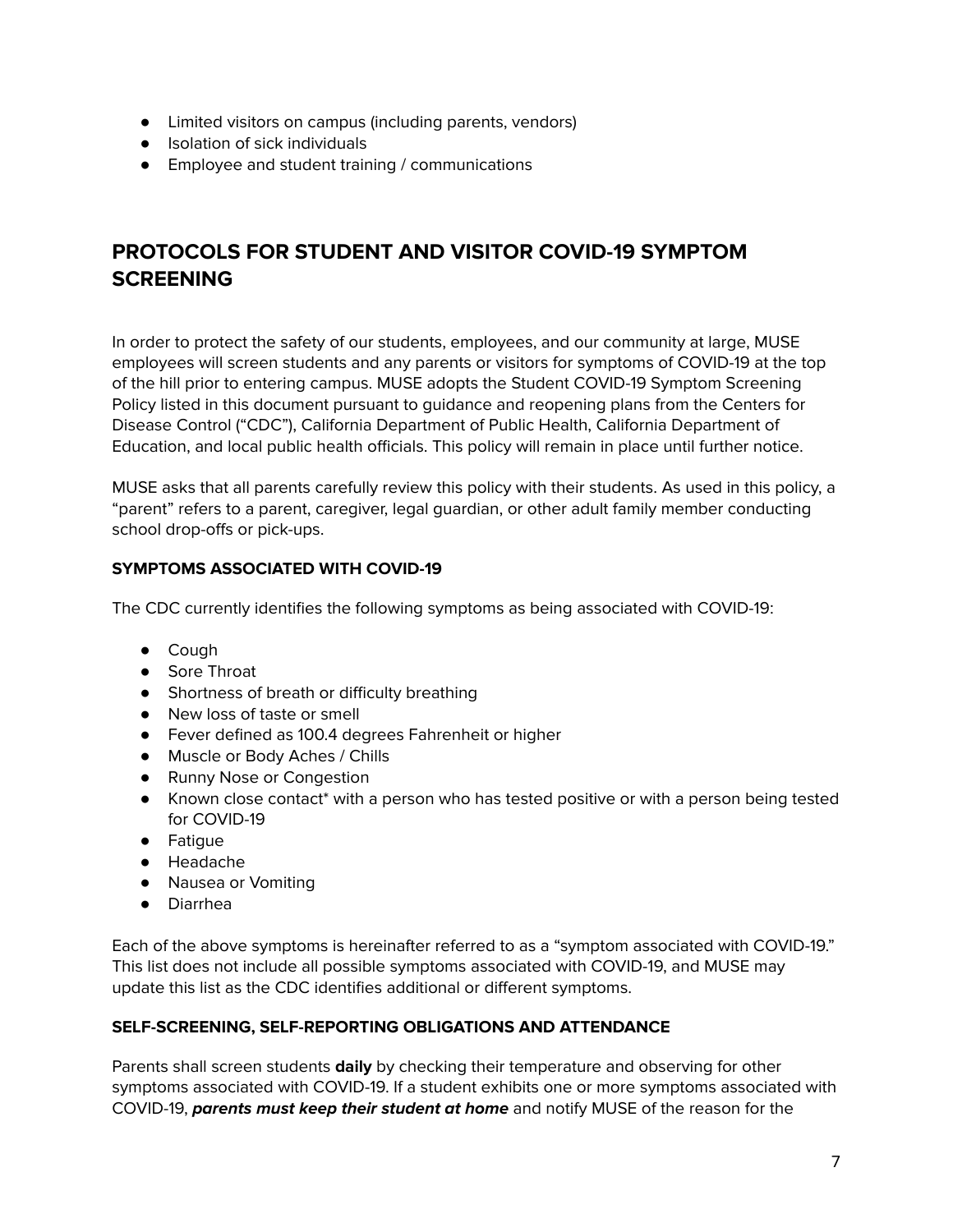- Limited visitors on campus (including parents, vendors)
- Isolation of sick individuals
- Employee and student training / communications

## PROTOCOLS FOR STUDENT AND VISITOR COVID-19 SYMPTOM SCREENING

In order to protect the safety of our students, employees, and our community at large, MUSE employees will screen students and any parents or visitors for symptoms of COVID-19 at the top of the hill prior to entering campus. MUSE adopts the Student COVID-19 Symptom Screening Policy listed in this document pursuant to guidance and reopening plans from the Centers for Disease Control ("CDC"), California Department of Public Health, California Department of Education, and local public health officials. This policy will remain in place until further notice.

MUSE asks that all parents carefully review this policy with their students. As used in this policy, a "parent" refers to a parent, caregiver, legal guardian, or other adult family member conducting school drop-offs or pick-ups.

### SYMPTOMS ASSOCIATED WITH COVID-19

The CDC currently identifies the following symptoms as being associated with COVID-19:

- Cough
- Sore Throat
- Shortness of breath or difficulty breathing
- New loss of taste or smell
- Fever defined as 100.4 degrees Fahrenheit or higher
- Muscle or Body Aches / Chills
- Runny Nose or Congestion
- Known close contact* with a person who has tested positive or with a person being tested for COVID-19
- Fatigue
- Headache
- Nausea or Vomiting
- Diarrhea

Each of the above symptoms is hereinafter referred to as a "symptom associated with COVID-19." This list does not include all possible symptoms associated with COVID-19, and MUSE may update this list as the CDC identifies additional or different symptoms.

### SELF-SCREENING, SELF-REPORTING OBLIGATIONS AND ATTENDANCE

Parents shall screen students **daily** by checking their temperature and observing for other symptoms associated with COVID-19. If a student exhibits one or more symptoms associated with COVID-19, ***parents must keep their student at home*** and notify MUSE of the reason for the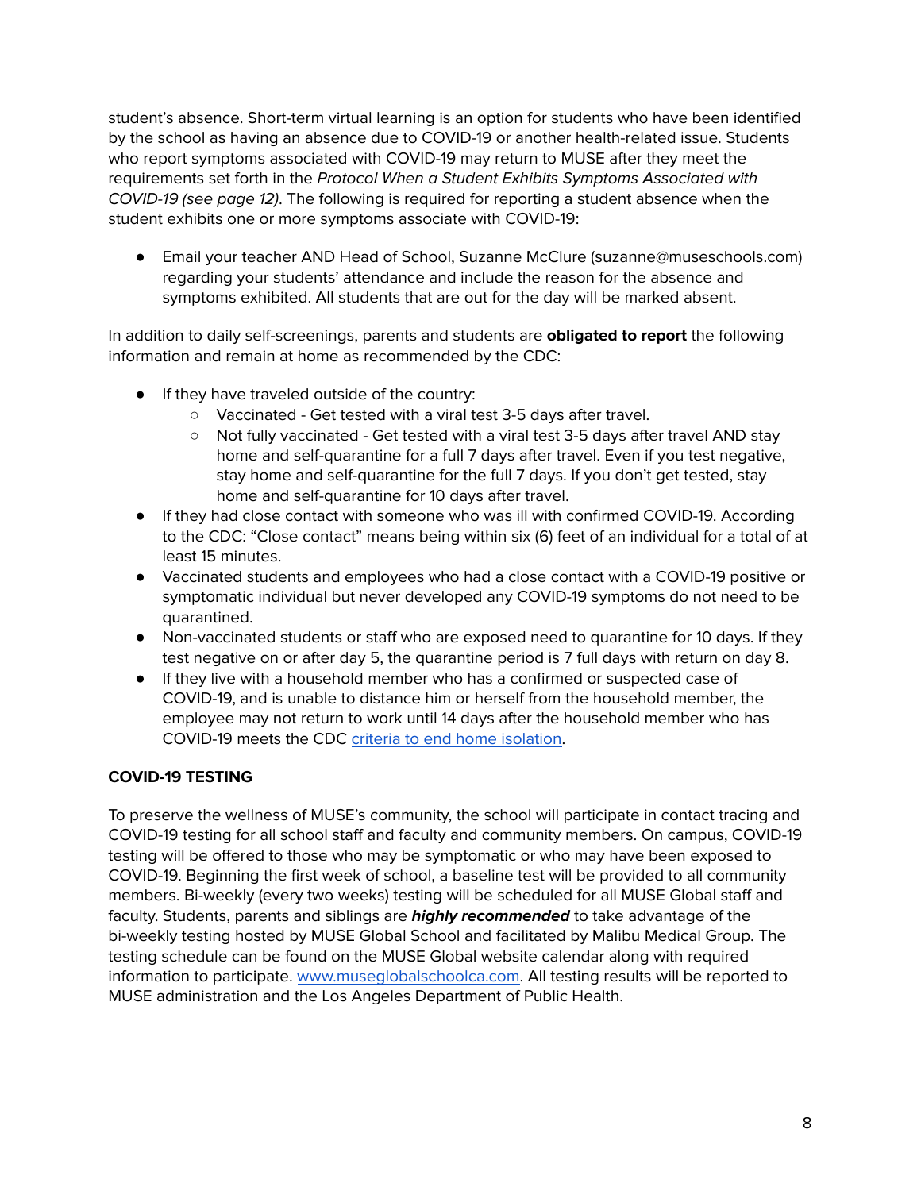student's absence. Short-term virtual learning is an option for students who have been identified by the school as having an absence due to COVID-19 or another health-related issue. Students who report symptoms associated with COVID-19 may return to MUSE after they meet the requirements set forth in the *Protocol When a Student Exhibits Symptoms Associated with COVID-19 (see page 12)*. The following is required for reporting a student absence when the student exhibits one or more symptoms associate with COVID-19:

- Email your teacher AND Head of School, Suzanne McClure (suzanne@museschools.com) regarding your students' attendance and include the reason for the absence and symptoms exhibited. All students that are out for the day will be marked absent.

In addition to daily self-screenings, parents and students are **obligated to report** the following information and remain at home as recommended by the CDC:

- If they have traveled outside of the country:
  - Vaccinated - Get tested with a viral test 3-5 days after travel.
  - Not fully vaccinated - Get tested with a viral test 3-5 days after travel AND stay home and self-quarantine for a full 7 days after travel. Even if you test negative, stay home and self-quarantine for the full 7 days. If you don't get tested, stay home and self-quarantine for 10 days after travel.
- If they had close contact with someone who was ill with confirmed COVID-19. According to the CDC: "Close contact" means being within six (6) feet of an individual for a total of at least 15 minutes.
- Vaccinated students and employees who had a close contact with a COVID-19 positive or symptomatic individual but never developed any COVID-19 symptoms do not need to be quarantined.
- Non-vaccinated students or staff who are exposed need to quarantine for 10 days. If they test negative on or after day 5, the quarantine period is 7 full days with return on day 8.
- If they live with a household member who has a confirmed or suspected case of COVID-19, and is unable to distance him or herself from the household member, the employee may not return to work until 14 days after the household member who has COVID-19 meets the CDC criteria to end home isolation.

**COVID-19 TESTING**

To preserve the wellness of MUSE's community, the school will participate in contact tracing and COVID-19 testing for all school staff and faculty and community members. On campus, COVID-19 testing will be offered to those who may be symptomatic or who may have been exposed to COVID-19. Beginning the first week of school, a baseline test will be provided to all community members. Bi-weekly (every two weeks) testing will be scheduled for all MUSE Global staff and faculty. Students, parents and siblings are ***highly recommended*** to take advantage of the bi-weekly testing hosted by MUSE Global School and facilitated by Malibu Medical Group. The testing schedule can be found on the MUSE Global website calendar along with required information to participate. www.museglobalschoolca.com. All testing results will be reported to MUSE administration and the Los Angeles Department of Public Health.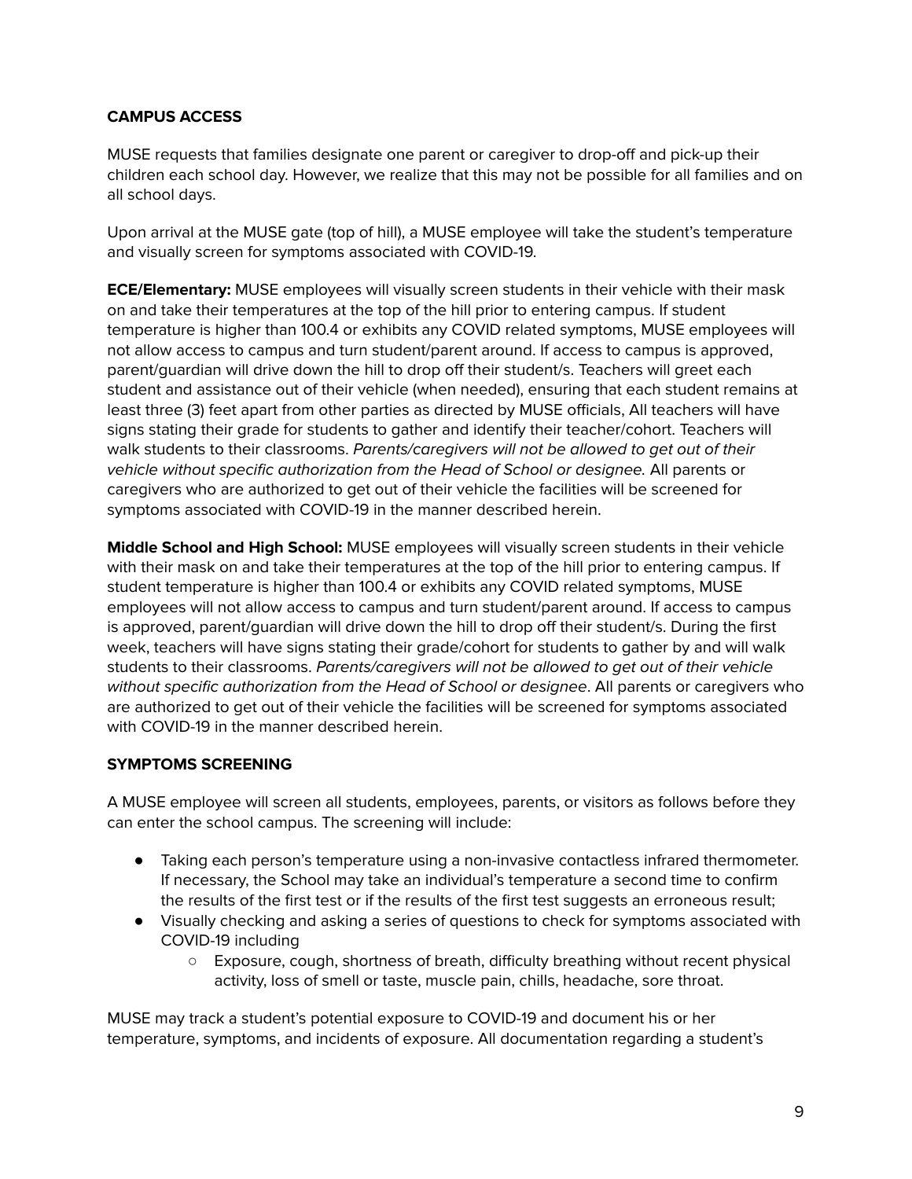**CAMPUS ACCESS**

MUSE requests that families designate one parent or caregiver to drop-off and pick-up their children each school day. However, we realize that this may not be possible for all families and on all school days.

Upon arrival at the MUSE gate (top of hill), a MUSE employee will take the student's temperature and visually screen for symptoms associated with COVID-19.

**ECE/Elementary:** MUSE employees will visually screen students in their vehicle with their mask on and take their temperatures at the top of the hill prior to entering campus. If student temperature is higher than 100.4 or exhibits any COVID related symptoms, MUSE employees will not allow access to campus and turn student/parent around. If access to campus is approved, parent/guardian will drive down the hill to drop off their student/s. Teachers will greet each student and assistance out of their vehicle (when needed), ensuring that each student remains at least three (3) feet apart from other parties as directed by MUSE officials, All teachers will have signs stating their grade for students to gather and identify their teacher/cohort. Teachers will walk students to their classrooms. *Parents/caregivers will not be allowed to get out of their vehicle without specific authorization from the Head of School or designee.* All parents or caregivers who are authorized to get out of their vehicle the facilities will be screened for symptoms associated with COVID-19 in the manner described herein.

**Middle School and High School:** MUSE employees will visually screen students in their vehicle with their mask on and take their temperatures at the top of the hill prior to entering campus. If student temperature is higher than 100.4 or exhibits any COVID related symptoms, MUSE employees will not allow access to campus and turn student/parent around. If access to campus is approved, parent/guardian will drive down the hill to drop off their student/s. During the first week, teachers will have signs stating their grade/cohort for students to gather by and will walk students to their classrooms. *Parents/caregivers will not be allowed to get out of their vehicle without specific authorization from the Head of School or designee*. All parents or caregivers who are authorized to get out of their vehicle the facilities will be screened for symptoms associated with COVID-19 in the manner described herein.

**SYMPTOMS SCREENING**

A MUSE employee will screen all students, employees, parents, or visitors as follows before they can enter the school campus. The screening will include:

- Taking each person's temperature using a non-invasive contactless infrared thermometer. If necessary, the School may take an individual's temperature a second time to confirm the results of the first test or if the results of the first test suggests an erroneous result;
- Visually checking and asking a series of questions to check for symptoms associated with COVID-19 including
  - Exposure, cough, shortness of breath, difficulty breathing without recent physical activity, loss of smell or taste, muscle pain, chills, headache, sore throat.

MUSE may track a student's potential exposure to COVID-19 and document his or her temperature, symptoms, and incidents of exposure. All documentation regarding a student's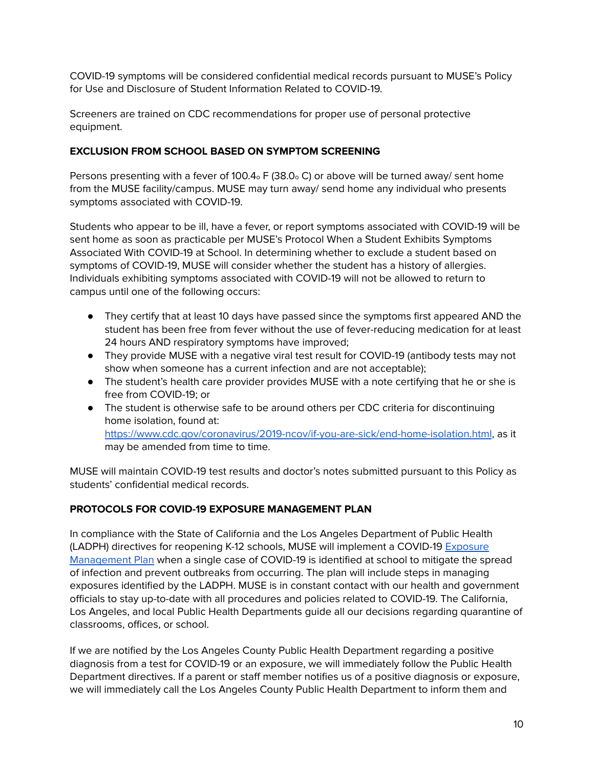COVID-19 symptoms will be considered confidential medical records pursuant to MUSE's Policy for Use and Disclosure of Student Information Related to COVID-19.

Screeners are trained on CDC recommendations for proper use of personal protective equipment.

**EXCLUSION FROM SCHOOL BASED ON SYMPTOM SCREENING**

Persons presenting with a fever of 100.4° F (38.0° C) or above will be turned away/ sent home from the MUSE facility/campus. MUSE may turn away/ send home any individual who presents symptoms associated with COVID-19.

Students who appear to be ill, have a fever, or report symptoms associated with COVID-19 will be sent home as soon as practicable per MUSE's Protocol When a Student Exhibits Symptoms Associated With COVID-19 at School. In determining whether to exclude a student based on symptoms of COVID-19, MUSE will consider whether the student has a history of allergies. Individuals exhibiting symptoms associated with COVID-19 will not be allowed to return to campus until one of the following occurs:

- They certify that at least 10 days have passed since the symptoms first appeared AND the student has been free from fever without the use of fever-reducing medication for at least 24 hours AND respiratory symptoms have improved;
- They provide MUSE with a negative viral test result for COVID-19 (antibody tests may not show when someone has a current infection and are not acceptable);
- The student's health care provider provides MUSE with a note certifying that he or she is free from COVID-19; or
- The student is otherwise safe to be around others per CDC criteria for discontinuing home isolation, found at: [https://www.cdc.gov/coronavirus/2019-ncov/if-you-are-sick/end-home-isolation.html](https://www.cdc.gov/coronavirus/2019-ncov/if-you-are-sick/end-home-isolation.html), as it may be amended from time to time.

MUSE will maintain COVID-19 test results and doctor's notes submitted pursuant to this Policy as students' confidential medical records.

**PROTOCOLS FOR COVID-19 EXPOSURE MANAGEMENT PLAN**

In compliance with the State of California and the Los Angeles Department of Public Health (LADPH) directives for reopening K-12 schools, MUSE will implement a COVID-19 Exposure Management Plan when a single case of COVID-19 is identified at school to mitigate the spread of infection and prevent outbreaks from occurring. The plan will include steps in managing exposures identified by the LADPH. MUSE is in constant contact with our health and government officials to stay up-to-date with all procedures and policies related to COVID-19. The California, Los Angeles, and local Public Health Departments guide all our decisions regarding quarantine of classrooms, offices, or school.

If we are notified by the Los Angeles County Public Health Department regarding a positive diagnosis from a test for COVID-19 or an exposure, we will immediately follow the Public Health Department directives. If a parent or staff member notifies us of a positive diagnosis or exposure, we will immediately call the Los Angeles County Public Health Department to inform them and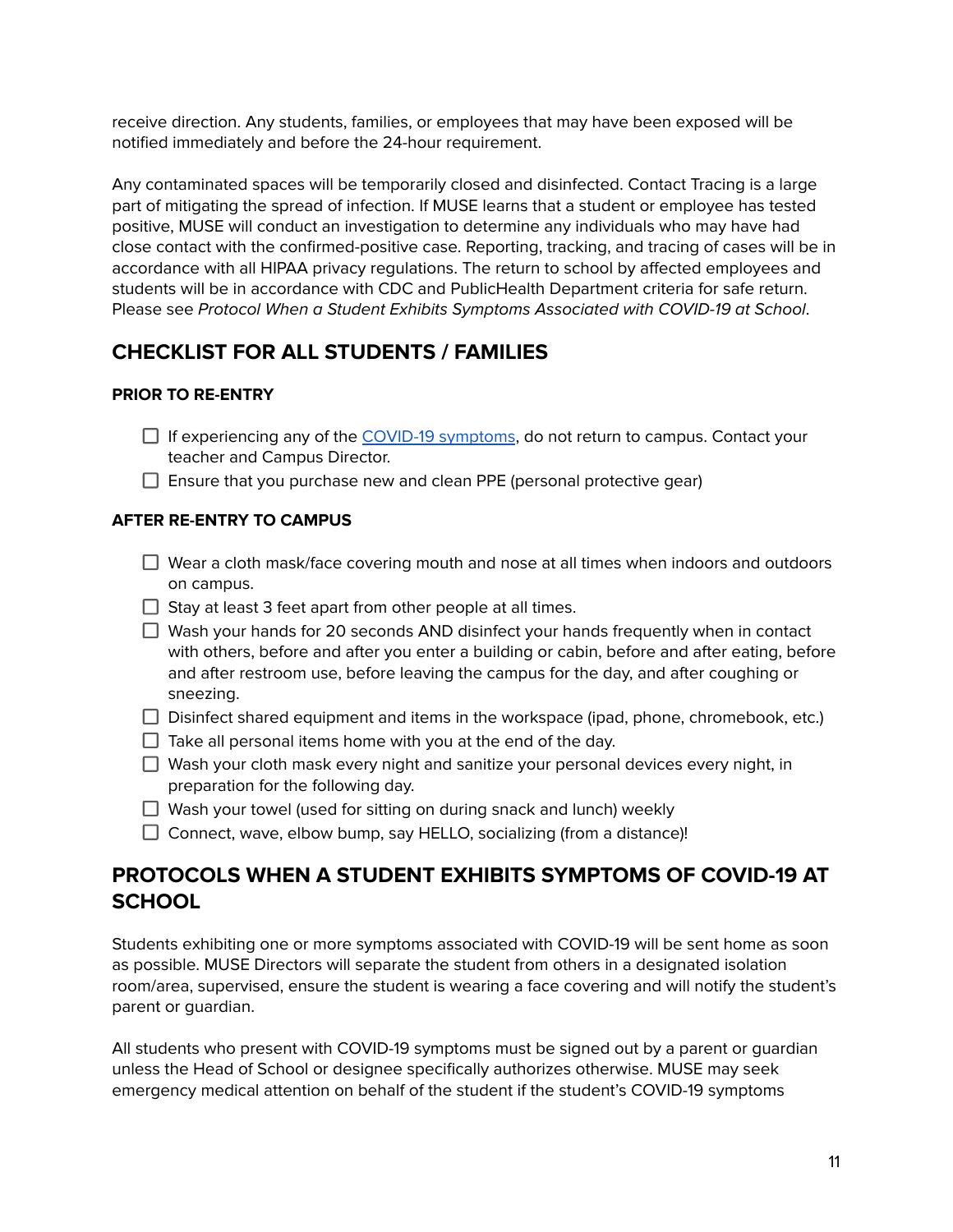receive direction. Any students, families, or employees that may have been exposed will be notified immediately and before the 24-hour requirement.

Any contaminated spaces will be temporarily closed and disinfected. Contact Tracing is a large part of mitigating the spread of infection. If MUSE learns that a student or employee has tested positive, MUSE will conduct an investigation to determine any individuals who may have had close contact with the confirmed-positive case. Reporting, tracking, and tracing of cases will be in accordance with all HIPAA privacy regulations. The return to school by affected employees and students will be in accordance with CDC and PublicHealth Department criteria for safe return. Please see *Protocol When a Student Exhibits Symptoms Associated with COVID-19 at School*.

## CHECKLIST FOR ALL STUDENTS / FAMILIES

### PRIOR TO RE-ENTRY

- [ ] If experiencing any of the [COVID-19 symptoms](), do not return to campus. Contact your teacher and Campus Director.
- [ ] Ensure that you purchase new and clean PPE (personal protective gear)

### AFTER RE-ENTRY TO CAMPUS

- [ ] Wear a cloth mask/face covering mouth and nose at all times when indoors and outdoors on campus.
- [ ] Stay at least 3 feet apart from other people at all times.
- [ ] Wash your hands for 20 seconds AND disinfect your hands frequently when in contact with others, before and after you enter a building or cabin, before and after eating, before and after restroom use, before leaving the campus for the day, and after coughing or sneezing.
- [ ] Disinfect shared equipment and items in the workspace (ipad, phone, chromebook, etc.)
- [ ] Take all personal items home with you at the end of the day.
- [ ] Wash your cloth mask every night and sanitize your personal devices every night, in preparation for the following day.
- [ ] Wash your towel (used for sitting on during snack and lunch) weekly
- [ ] Connect, wave, elbow bump, say HELLO, socializing (from a distance)!

## PROTOCOLS WHEN A STUDENT EXHIBITS SYMPTOMS OF COVID-19 AT SCHOOL

Students exhibiting one or more symptoms associated with COVID-19 will be sent home as soon as possible. MUSE Directors will separate the student from others in a designated isolation room/area, supervised, ensure the student is wearing a face covering and will notify the student's parent or guardian.

All students who present with COVID-19 symptoms must be signed out by a parent or guardian unless the Head of School or designee specifically authorizes otherwise. MUSE may seek emergency medical attention on behalf of the student if the student's COVID-19 symptoms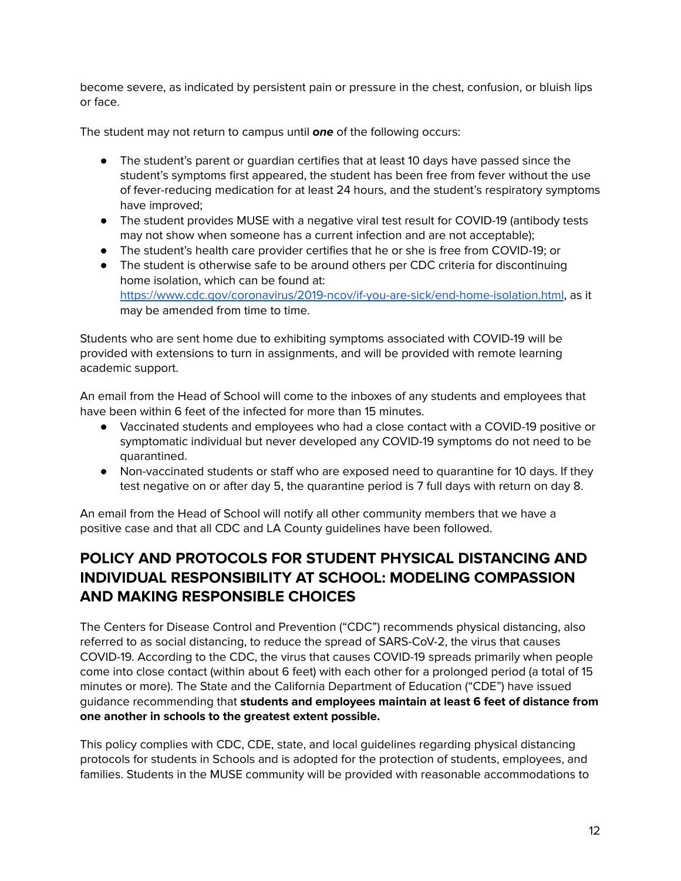become severe, as indicated by persistent pain or pressure in the chest, confusion, or bluish lips or face.

The student may not return to campus until ***one*** of the following occurs:

- The student's parent or guardian certifies that at least 10 days have passed since the student's symptoms first appeared, the student has been free from fever without the use of fever-reducing medication for at least 24 hours, and the student's respiratory symptoms have improved;
- The student provides MUSE with a negative viral test result for COVID-19 (antibody tests may not show when someone has a current infection and are not acceptable);
- The student's health care provider certifies that he or she is free from COVID-19; or
- The student is otherwise safe to be around others per CDC criteria for discontinuing home isolation, which can be found at: https://www.cdc.gov/coronavirus/2019-ncov/if-you-are-sick/end-home-isolation.html, as it may be amended from time to time.

Students who are sent home due to exhibiting symptoms associated with COVID-19 will be provided with extensions to turn in assignments, and will be provided with remote learning academic support.

An email from the Head of School will come to the inboxes of any students and employees that have been within 6 feet of the infected for more than 15 minutes.

- Vaccinated students and employees who had a close contact with a COVID-19 positive or symptomatic individual but never developed any COVID-19 symptoms do not need to be quarantined.
- Non-vaccinated students or staff who are exposed need to quarantine for 10 days. If they test negative on or after day 5, the quarantine period is 7 full days with return on day 8.

An email from the Head of School will notify all other community members that we have a positive case and that all CDC and LA County guidelines have been followed.

## POLICY AND PROTOCOLS FOR STUDENT PHYSICAL DISTANCING AND INDIVIDUAL RESPONSIBILITY AT SCHOOL: MODELING COMPASSION AND MAKING RESPONSIBLE CHOICES

The Centers for Disease Control and Prevention ("CDC") recommends physical distancing, also referred to as social distancing, to reduce the spread of SARS-CoV-2, the virus that causes COVID-19. According to the CDC, the virus that causes COVID-19 spreads primarily when people come into close contact (within about 6 feet) with each other for a prolonged period (a total of 15 minutes or more). The State and the California Department of Education ("CDE") have issued guidance recommending that **students and employees maintain at least 6 feet of distance from one another in schools to the greatest extent possible.**

This policy complies with CDC, CDE, state, and local guidelines regarding physical distancing protocols for students in Schools and is adopted for the protection of students, employees, and families. Students in the MUSE community will be provided with reasonable accommodations to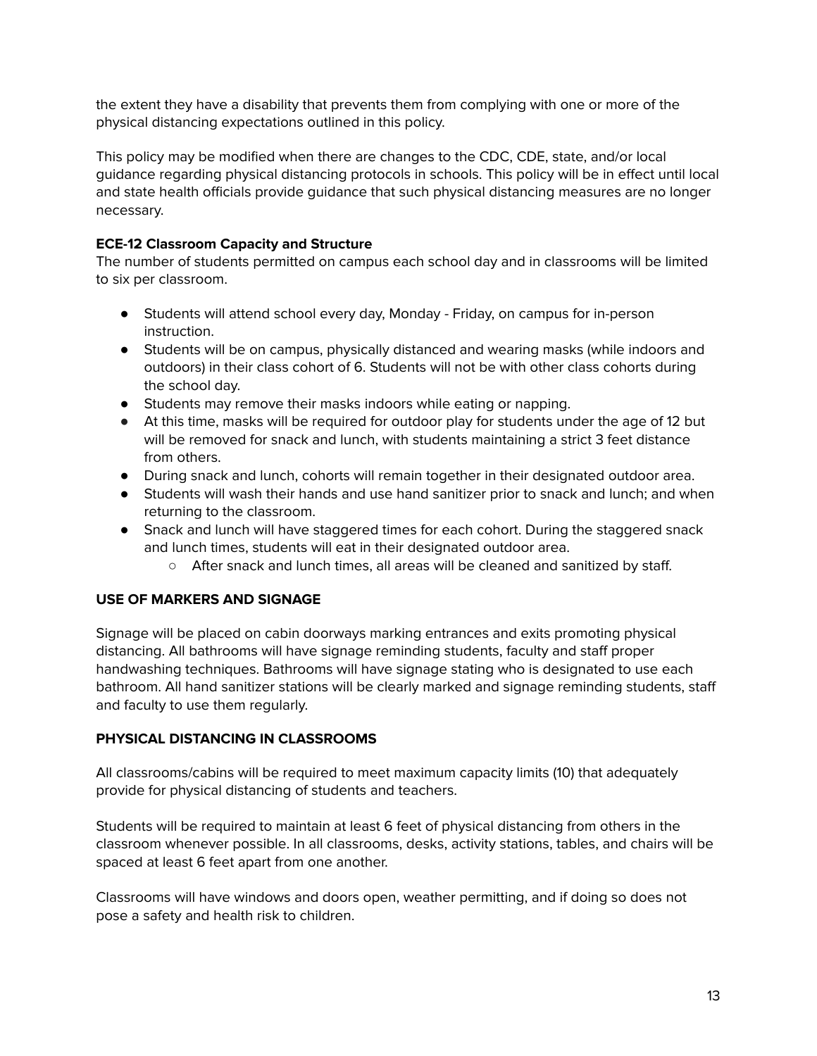the extent they have a disability that prevents them from complying with one or more of the physical distancing expectations outlined in this policy.

This policy may be modified when there are changes to the CDC, CDE, state, and/or local guidance regarding physical distancing protocols in schools. This policy will be in effect until local and state health officials provide guidance that such physical distancing measures are no longer necessary.

**ECE-12 Classroom Capacity and Structure**

The number of students permitted on campus each school day and in classrooms will be limited to six per classroom.

- Students will attend school every day, Monday - Friday, on campus for in-person instruction.
- Students will be on campus, physically distanced and wearing masks (while indoors and outdoors) in their class cohort of 6. Students will not be with other class cohorts during the school day.
- Students may remove their masks indoors while eating or napping.
- At this time, masks will be required for outdoor play for students under the age of 12 but will be removed for snack and lunch, with students maintaining a strict 3 feet distance from others.
- During snack and lunch, cohorts will remain together in their designated outdoor area.
- Students will wash their hands and use hand sanitizer prior to snack and lunch; and when returning to the classroom.
- Snack and lunch will have staggered times for each cohort. During the staggered snack and lunch times, students will eat in their designated outdoor area.
    - After snack and lunch times, all areas will be cleaned and sanitized by staff.

**USE OF MARKERS AND SIGNAGE**

Signage will be placed on cabin doorways marking entrances and exits promoting physical distancing. All bathrooms will have signage reminding students, faculty and staff proper handwashing techniques. Bathrooms will have signage stating who is designated to use each bathroom. All hand sanitizer stations will be clearly marked and signage reminding students, staff and faculty to use them regularly.

**PHYSICAL DISTANCING IN CLASSROOMS**

All classrooms/cabins will be required to meet maximum capacity limits (10) that adequately provide for physical distancing of students and teachers.

Students will be required to maintain at least 6 feet of physical distancing from others in the classroom whenever possible. In all classrooms, desks, activity stations, tables, and chairs will be spaced at least 6 feet apart from one another.

Classrooms will have windows and doors open, weather permitting, and if doing so does not pose a safety and health risk to children.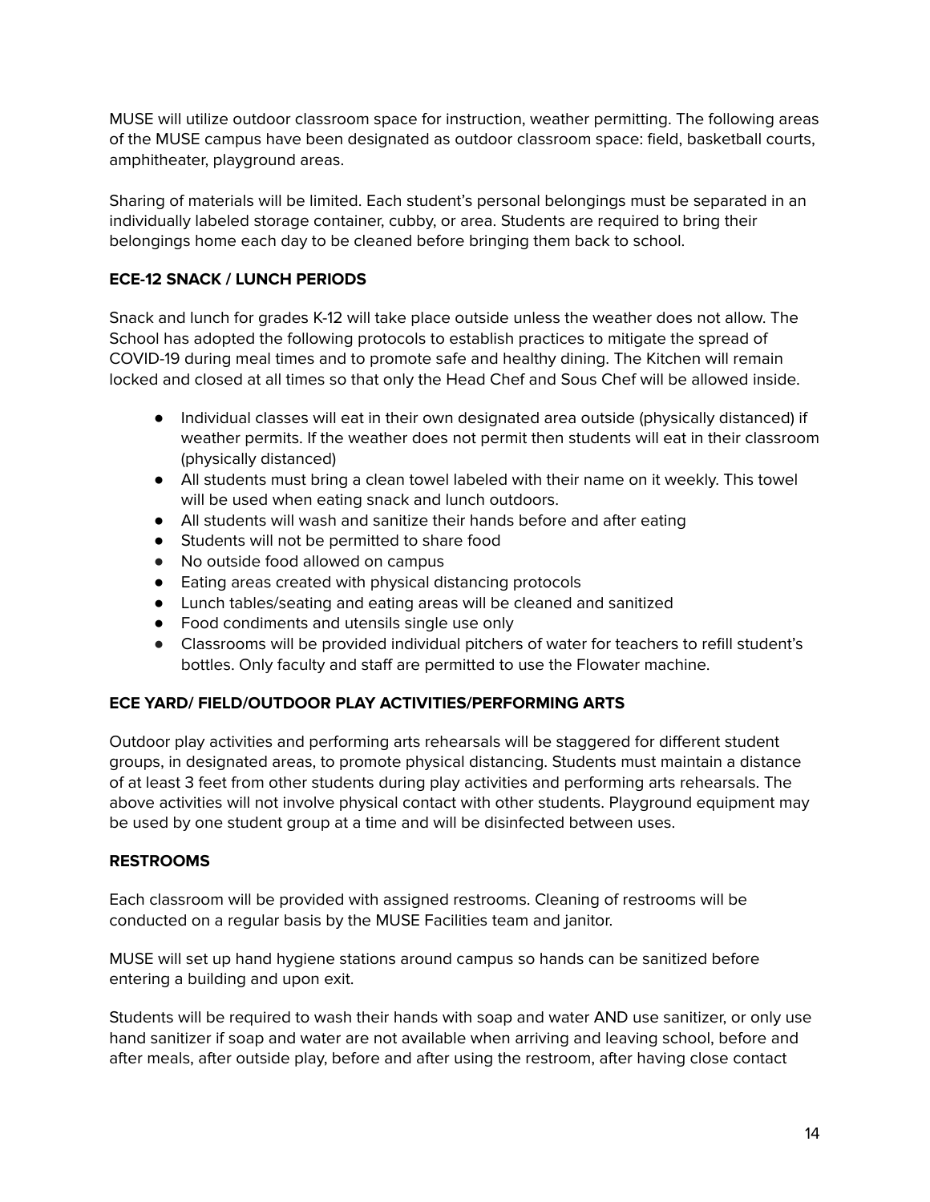MUSE will utilize outdoor classroom space for instruction, weather permitting. The following areas of the MUSE campus have been designated as outdoor classroom space: field, basketball courts, amphitheater, playground areas.

Sharing of materials will be limited. Each student's personal belongings must be separated in an individually labeled storage container, cubby, or area. Students are required to bring their belongings home each day to be cleaned before bringing them back to school.

### ECE-12 SNACK / LUNCH PERIODS

Snack and lunch for grades K-12 will take place outside unless the weather does not allow. The School has adopted the following protocols to establish practices to mitigate the spread of COVID-19 during meal times and to promote safe and healthy dining. The Kitchen will remain locked and closed at all times so that only the Head Chef and Sous Chef will be allowed inside.

- Individual classes will eat in their own designated area outside (physically distanced) if weather permits. If the weather does not permit then students will eat in their classroom (physically distanced)
- All students must bring a clean towel labeled with their name on it weekly. This towel will be used when eating snack and lunch outdoors.
- All students will wash and sanitize their hands before and after eating
- Students will not be permitted to share food
- No outside food allowed on campus
- Eating areas created with physical distancing protocols
- Lunch tables/seating and eating areas will be cleaned and sanitized
- Food condiments and utensils single use only
- Classrooms will be provided individual pitchers of water for teachers to refill student's bottles. Only faculty and staff are permitted to use the Flowater machine.

### ECE YARD/ FIELD/OUTDOOR PLAY ACTIVITIES/PERFORMING ARTS

Outdoor play activities and performing arts rehearsals will be staggered for different student groups, in designated areas, to promote physical distancing. Students must maintain a distance of at least 3 feet from other students during play activities and performing arts rehearsals. The above activities will not involve physical contact with other students. Playground equipment may be used by one student group at a time and will be disinfected between uses.

### RESTROOMS

Each classroom will be provided with assigned restrooms. Cleaning of restrooms will be conducted on a regular basis by the MUSE Facilities team and janitor.

MUSE will set up hand hygiene stations around campus so hands can be sanitized before entering a building and upon exit.

Students will be required to wash their hands with soap and water AND use sanitizer, or only use hand sanitizer if soap and water are not available when arriving and leaving school, before and after meals, after outside play, before and after using the restroom, after having close contact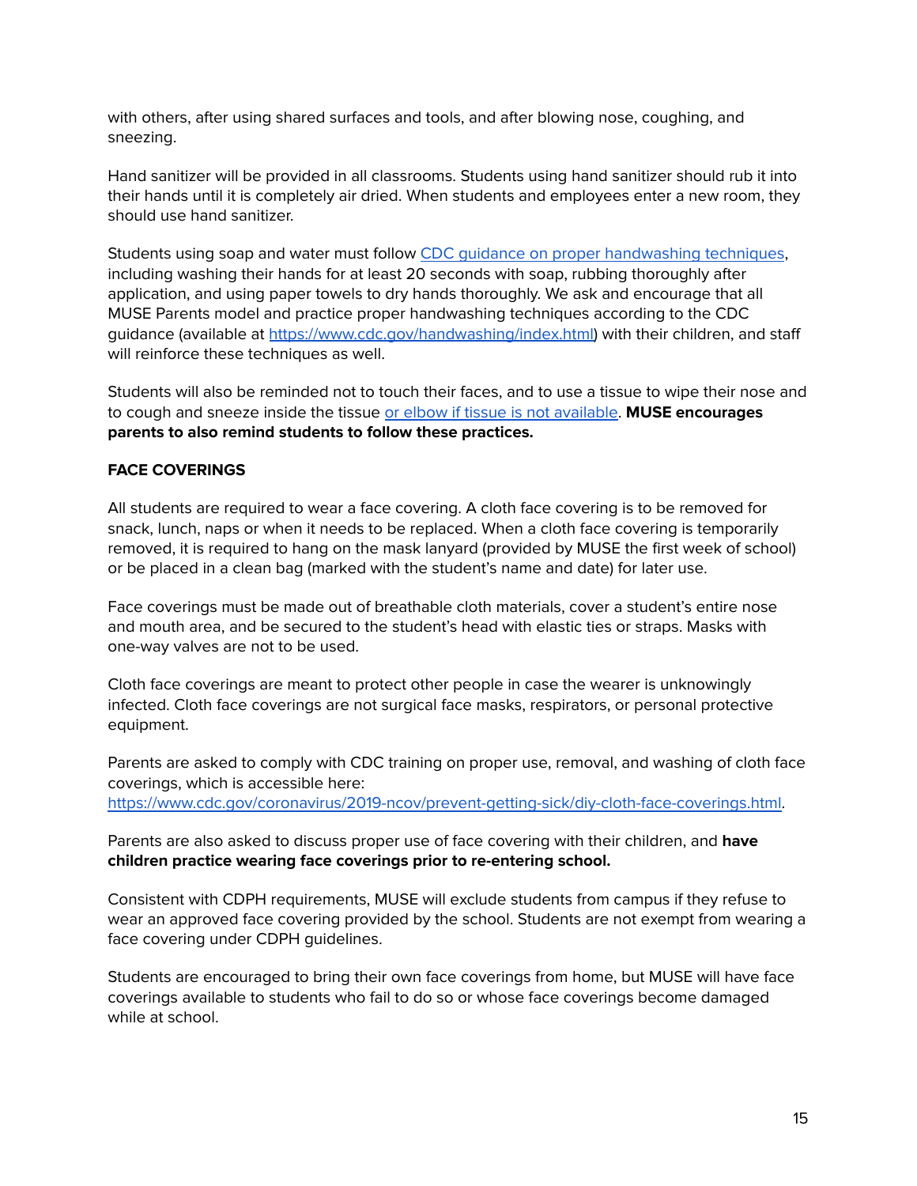with others, after using shared surfaces and tools, and after blowing nose, coughing, and sneezing.

Hand sanitizer will be provided in all classrooms. Students using hand sanitizer should rub it into their hands until it is completely air dried. When students and employees enter a new room, they should use hand sanitizer.

Students using soap and water must follow [CDC guidance on proper handwashing techniques](https://www.cdc.gov/handwashing/index.html), including washing their hands for at least 20 seconds with soap, rubbing thoroughly after application, and using paper towels to dry hands thoroughly. We ask and encourage that all MUSE Parents model and practice proper handwashing techniques according to the CDC guidance (available at https://www.cdc.gov/handwashing/index.html) with their children, and staff will reinforce these techniques as well.

Students will also be reminded not to touch their faces, and to use a tissue to wipe their nose and to cough and sneeze inside the tissue or elbow if tissue is not available. **MUSE encourages parents to also remind students to follow these practices.**

**FACE COVERINGS**

All students are required to wear a face covering. A cloth face covering is to be removed for snack, lunch, naps or when it needs to be replaced. When a cloth face covering is temporarily removed, it is required to hang on the mask lanyard (provided by MUSE the first week of school) or be placed in a clean bag (marked with the student's name and date) for later use.

Face coverings must be made out of breathable cloth materials, cover a student's entire nose and mouth area, and be secured to the student's head with elastic ties or straps. Masks with one-way valves are not to be used.

Cloth face coverings are meant to protect other people in case the wearer is unknowingly infected. Cloth face coverings are not surgical face masks, respirators, or personal protective equipment.

Parents are asked to comply with CDC training on proper use, removal, and washing of cloth face coverings, which is accessible here: https://www.cdc.gov/coronavirus/2019-ncov/prevent-getting-sick/diy-cloth-face-coverings.html.

Parents are also asked to discuss proper use of face covering with their children, and **have children practice wearing face coverings prior to re-entering school.**

Consistent with CDPH requirements, MUSE will exclude students from campus if they refuse to wear an approved face covering provided by the school. Students are not exempt from wearing a face covering under CDPH guidelines.

Students are encouraged to bring their own face coverings from home, but MUSE will have face coverings available to students who fail to do so or whose face coverings become damaged while at school.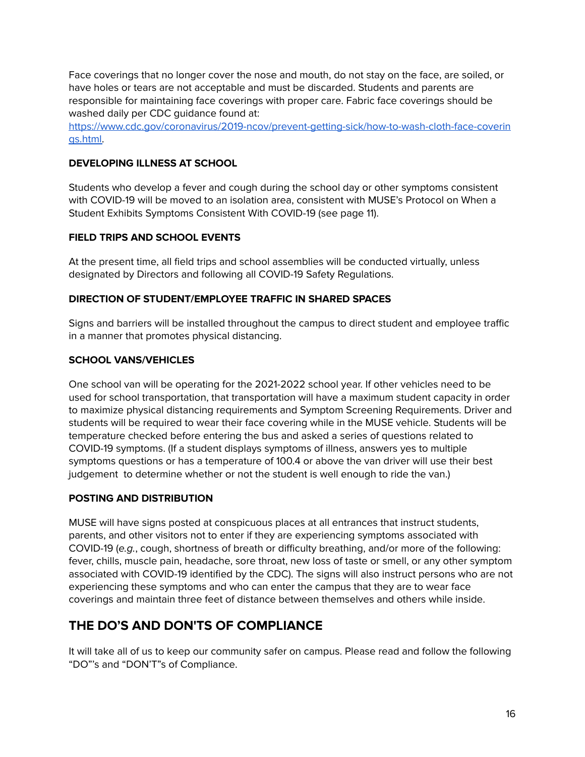Face coverings that no longer cover the nose and mouth, do not stay on the face, are soiled, or have holes or tears are not acceptable and must be discarded. Students and parents are responsible for maintaining face coverings with proper care. Fabric face coverings should be washed daily per CDC guidance found at: [https://www.cdc.gov/coronavirus/2019-ncov/prevent-getting-sick/how-to-wash-cloth-face-coverings.html](https://www.cdc.gov/coronavirus/2019-ncov/prevent-getting-sick/how-to-wash-cloth-face-coverings.html).

**DEVELOPING ILLNESS AT SCHOOL**

Students who develop a fever and cough during the school day or other symptoms consistent with COVID-19 will be moved to an isolation area, consistent with MUSE's Protocol on When a Student Exhibits Symptoms Consistent With COVID-19 (see page 11).

**FIELD TRIPS AND SCHOOL EVENTS**

At the present time, all field trips and school assemblies will be conducted virtually, unless designated by Directors and following all COVID-19 Safety Regulations.

**DIRECTION OF STUDENT/EMPLOYEE TRAFFIC IN SHARED SPACES**

Signs and barriers will be installed throughout the campus to direct student and employee traffic in a manner that promotes physical distancing.

**SCHOOL VANS/VEHICLES**

One school van will be operating for the 2021-2022 school year. If other vehicles need to be used for school transportation, that transportation will have a maximum student capacity in order to maximize physical distancing requirements and Symptom Screening Requirements. Driver and students will be required to wear their face covering while in the MUSE vehicle. Students will be temperature checked before entering the bus and asked a series of questions related to COVID-19 symptoms. (If a student displays symptoms of illness, answers yes to multiple symptoms questions or has a temperature of 100.4 or above the van driver will use their best judgement to determine whether or not the student is well enough to ride the van.)

**POSTING AND DISTRIBUTION**

MUSE will have signs posted at conspicuous places at all entrances that instruct students, parents, and other visitors not to enter if they are experiencing symptoms associated with COVID-19 (*e.g.*, cough, shortness of breath or difficulty breathing, and/or more of the following: fever, chills, muscle pain, headache, sore throat, new loss of taste or smell, or any other symptom associated with COVID-19 identified by the CDC). The signs will also instruct persons who are not experiencing these symptoms and who can enter the campus that they are to wear face coverings and maintain three feet of distance between themselves and others while inside.

## THE DO'S AND DON'TS OF COMPLIANCE

It will take all of us to keep our community safer on campus. Please read and follow the following "DO"'s and "DON'T"s of Compliance.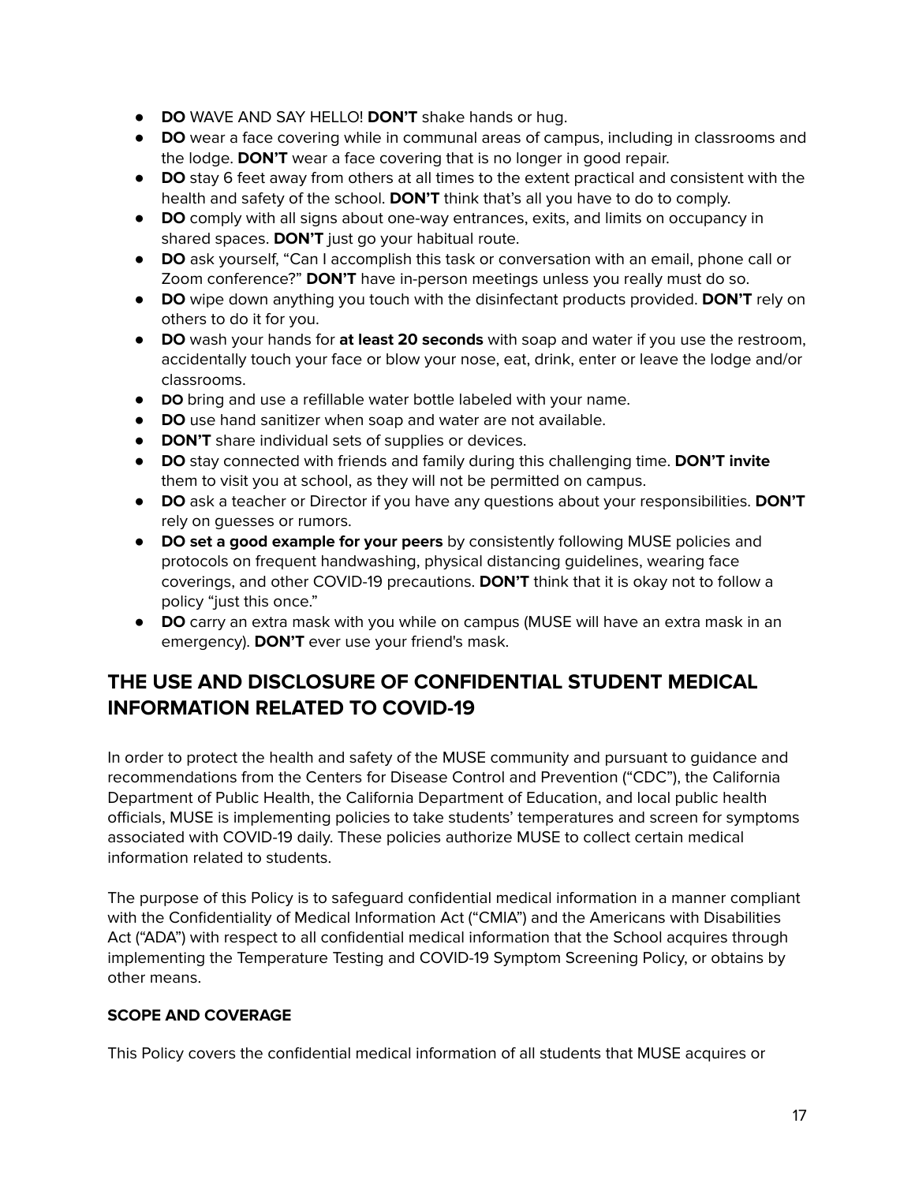- **DO** WAVE AND SAY HELLO! **DON'T** shake hands or hug.
- **DO** wear a face covering while in communal areas of campus, including in classrooms and the lodge. **DON'T** wear a face covering that is no longer in good repair.
- **DO** stay 6 feet away from others at all times to the extent practical and consistent with the health and safety of the school. **DON'T** think that's all you have to do to comply.
- **DO** comply with all signs about one-way entrances, exits, and limits on occupancy in shared spaces. **DON'T** just go your habitual route.
- **DO** ask yourself, "Can I accomplish this task or conversation with an email, phone call or Zoom conference?" **DON'T** have in-person meetings unless you really must do so.
- **DO** wipe down anything you touch with the disinfectant products provided. **DON'T** rely on others to do it for you.
- **DO** wash your hands for **at least 20 seconds** with soap and water if you use the restroom, accidentally touch your face or blow your nose, eat, drink, enter or leave the lodge and/or classrooms.
- **DO** bring and use a refillable water bottle labeled with your name.
- **DO** use hand sanitizer when soap and water are not available.
- **DON'T** share individual sets of supplies or devices.
- **DO** stay connected with friends and family during this challenging time. **DON'T invite** them to visit you at school, as they will not be permitted on campus.
- **DO** ask a teacher or Director if you have any questions about your responsibilities. **DON'T** rely on guesses or rumors.
- **DO set a good example for your peers** by consistently following MUSE policies and protocols on frequent handwashing, physical distancing guidelines, wearing face coverings, and other COVID-19 precautions. **DON'T** think that it is okay not to follow a policy "just this once."
- **DO** carry an extra mask with you while on campus (MUSE will have an extra mask in an emergency). **DON'T** ever use your friend's mask.

## THE USE AND DISCLOSURE OF CONFIDENTIAL STUDENT MEDICAL INFORMATION RELATED TO COVID-19

In order to protect the health and safety of the MUSE community and pursuant to guidance and recommendations from the Centers for Disease Control and Prevention ("CDC"), the California Department of Public Health, the California Department of Education, and local public health officials, MUSE is implementing policies to take students' temperatures and screen for symptoms associated with COVID-19 daily. These policies authorize MUSE to collect certain medical information related to students.

The purpose of this Policy is to safeguard confidential medical information in a manner compliant with the Confidentiality of Medical Information Act ("CMIA") and the Americans with Disabilities Act ("ADA") with respect to all confidential medical information that the School acquires through implementing the Temperature Testing and COVID-19 Symptom Screening Policy, or obtains by other means.

### SCOPE AND COVERAGE

This Policy covers the confidential medical information of all students that MUSE acquires or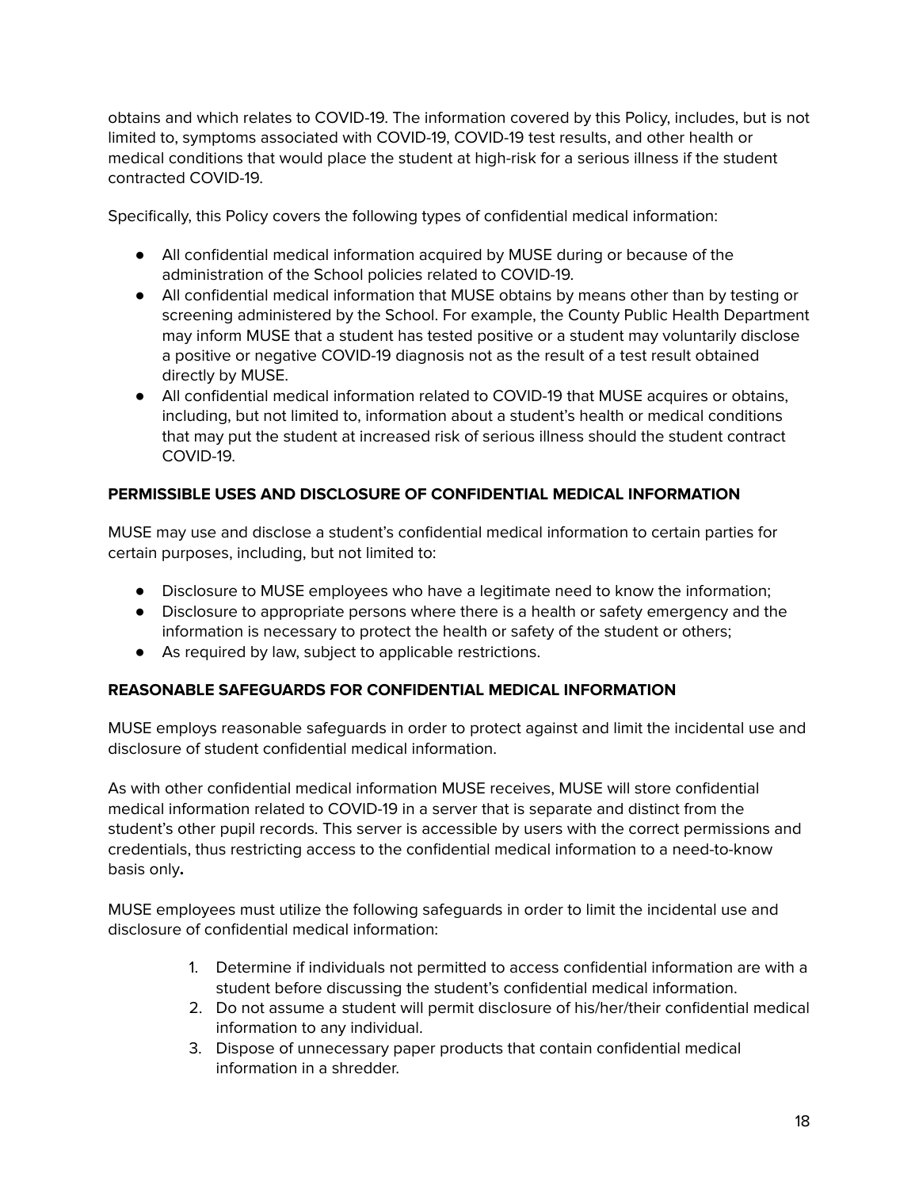obtains and which relates to COVID-19. The information covered by this Policy, includes, but is not limited to, symptoms associated with COVID-19, COVID-19 test results, and other health or medical conditions that would place the student at high-risk for a serious illness if the student contracted COVID-19.

Specifically, this Policy covers the following types of confidential medical information:

- All confidential medical information acquired by MUSE during or because of the administration of the School policies related to COVID-19.
- All confidential medical information that MUSE obtains by means other than by testing or screening administered by the School. For example, the County Public Health Department may inform MUSE that a student has tested positive or a student may voluntarily disclose a positive or negative COVID-19 diagnosis not as the result of a test result obtained directly by MUSE.
- All confidential medical information related to COVID-19 that MUSE acquires or obtains, including, but not limited to, information about a student's health or medical conditions that may put the student at increased risk of serious illness should the student contract COVID-19.

**PERMISSIBLE USES AND DISCLOSURE OF CONFIDENTIAL MEDICAL INFORMATION**

MUSE may use and disclose a student's confidential medical information to certain parties for certain purposes, including, but not limited to:

- Disclosure to MUSE employees who have a legitimate need to know the information;
- Disclosure to appropriate persons where there is a health or safety emergency and the information is necessary to protect the health or safety of the student or others;
- As required by law, subject to applicable restrictions.

**REASONABLE SAFEGUARDS FOR CONFIDENTIAL MEDICAL INFORMATION**

MUSE employs reasonable safeguards in order to protect against and limit the incidental use and disclosure of student confidential medical information.

As with other confidential medical information MUSE receives, MUSE will store confidential medical information related to COVID-19 in a server that is separate and distinct from the student's other pupil records. This server is accessible by users with the correct permissions and credentials, thus restricting access to the confidential medical information to a need-to-know basis only**.**

MUSE employees must utilize the following safeguards in order to limit the incidental use and disclosure of confidential medical information:

1. Determine if individuals not permitted to access confidential information are with a student before discussing the student's confidential medical information.
2. Do not assume a student will permit disclosure of his/her/their confidential medical information to any individual.
3. Dispose of unnecessary paper products that contain confidential medical information in a shredder.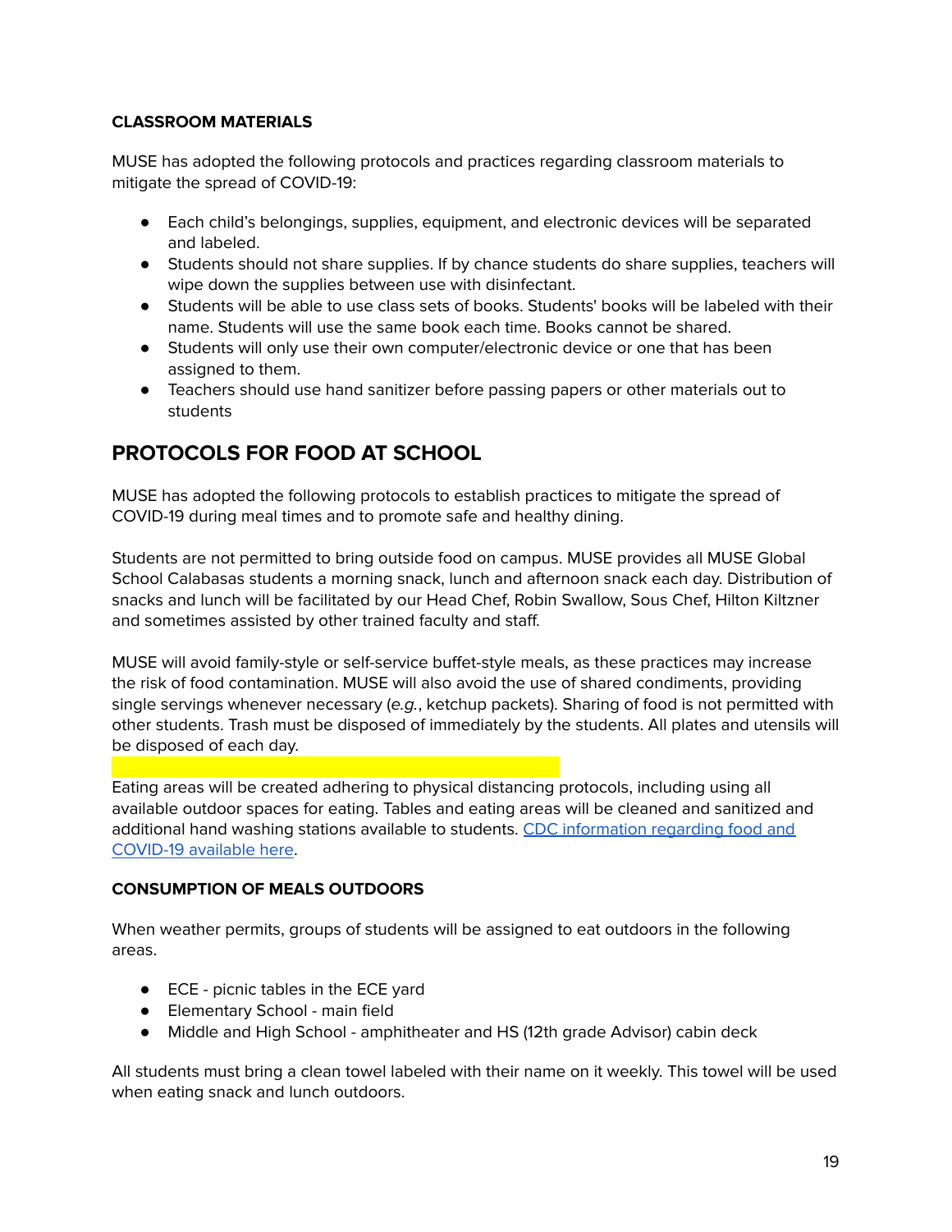**CLASSROOM MATERIALS**

MUSE has adopted the following protocols and practices regarding classroom materials to mitigate the spread of COVID-19:

- Each child's belongings, supplies, equipment, and electronic devices will be separated and labeled.
- Students should not share supplies. If by chance students do share supplies, teachers will wipe down the supplies between use with disinfectant.
- Students will be able to use class sets of books. Students' books will be labeled with their name. Students will use the same book each time. Books cannot be shared.
- Students will only use their own computer/electronic device or one that has been assigned to them.
- Teachers should use hand sanitizer before passing papers or other materials out to students

## PROTOCOLS FOR FOOD AT SCHOOL

MUSE has adopted the following protocols to establish practices to mitigate the spread of COVID-19 during meal times and to promote safe and healthy dining.

Students are not permitted to bring outside food on campus. MUSE provides all MUSE Global School Calabasas students a morning snack, lunch and afternoon snack each day. Distribution of snacks and lunch will be facilitated by our Head Chef, Robin Swallow, Sous Chef, Hilton Kiltzner and sometimes assisted by other trained faculty and staff.

MUSE will avoid family-style or self-service buffet-style meals, as these practices may increase the risk of food contamination. MUSE will also avoid the use of shared condiments, providing single servings whenever necessary (*e.g.*, ketchup packets). Sharing of food is not permitted with other students. Trash must be disposed of immediately by the students. All plates and utensils will be disposed of each day.

Eating areas will be created adhering to physical distancing protocols, including using all available outdoor spaces for eating. Tables and eating areas will be cleaned and sanitized and additional hand washing stations available to students. [CDC information regarding food and COVID-19 available here](#).

**CONSUMPTION OF MEALS OUTDOORS**

When weather permits, groups of students will be assigned to eat outdoors in the following areas.

- ECE - picnic tables in the ECE yard
- Elementary School - main field
- Middle and High School - amphitheater and HS (12th grade Advisor) cabin deck

All students must bring a clean towel labeled with their name on it weekly. This towel will be used when eating snack and lunch outdoors.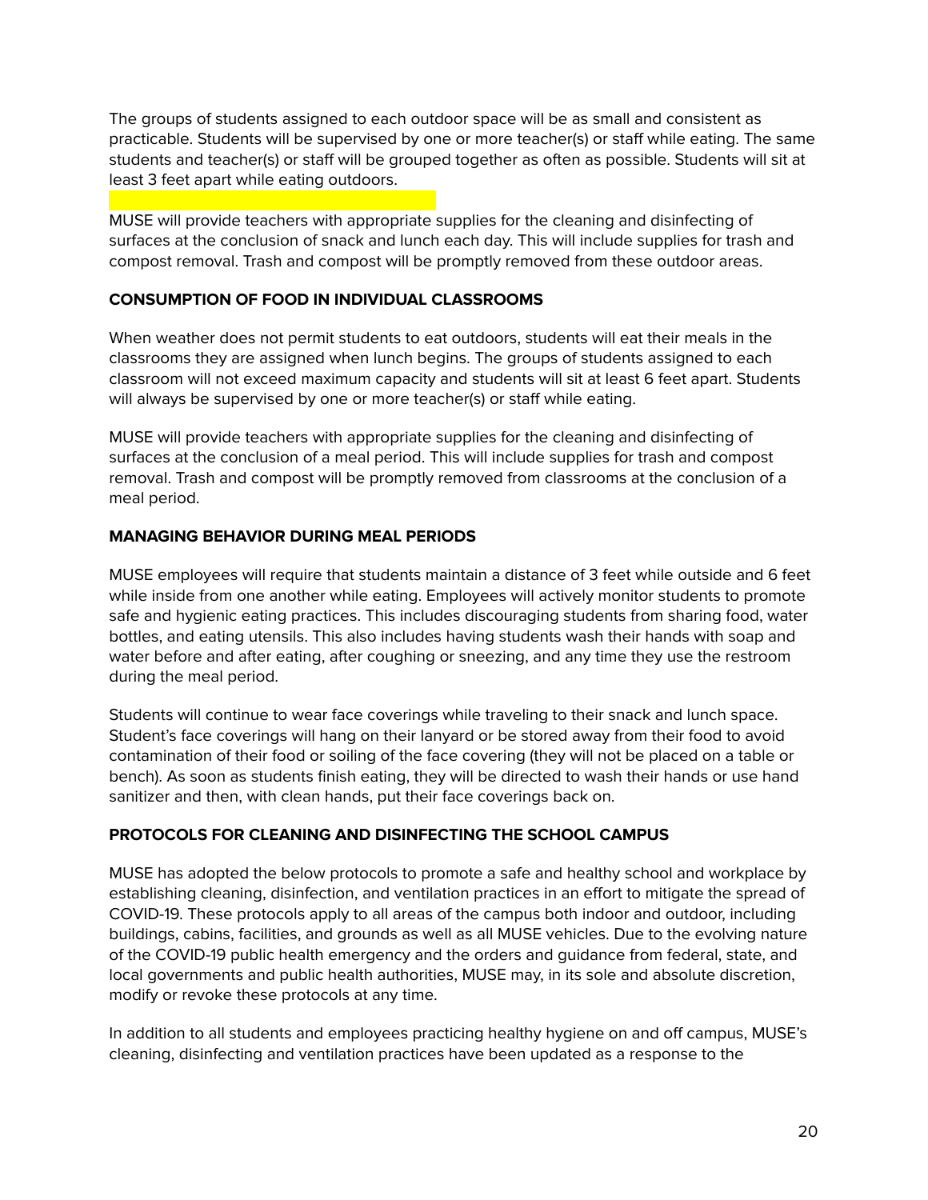The groups of students assigned to each outdoor space will be as small and consistent as practicable. Students will be supervised by one or more teacher(s) or staff while eating. The same students and teacher(s) or staff will be grouped together as often as possible. Students will sit at least 3 feet apart while eating outdoors.

MUSE will provide teachers with appropriate supplies for the cleaning and disinfecting of surfaces at the conclusion of snack and lunch each day. This will include supplies for trash and compost removal. Trash and compost will be promptly removed from these outdoor areas.

### CONSUMPTION OF FOOD IN INDIVIDUAL CLASSROOMS

When weather does not permit students to eat outdoors, students will eat their meals in the classrooms they are assigned when lunch begins. The groups of students assigned to each classroom will not exceed maximum capacity and students will sit at least 6 feet apart. Students will always be supervised by one or more teacher(s) or staff while eating.

MUSE will provide teachers with appropriate supplies for the cleaning and disinfecting of surfaces at the conclusion of a meal period. This will include supplies for trash and compost removal. Trash and compost will be promptly removed from classrooms at the conclusion of a meal period.

### MANAGING BEHAVIOR DURING MEAL PERIODS

MUSE employees will require that students maintain a distance of 3 feet while outside and 6 feet while inside from one another while eating. Employees will actively monitor students to promote safe and hygienic eating practices. This includes discouraging students from sharing food, water bottles, and eating utensils. This also includes having students wash their hands with soap and water before and after eating, after coughing or sneezing, and any time they use the restroom during the meal period.

Students will continue to wear face coverings while traveling to their snack and lunch space. Student's face coverings will hang on their lanyard or be stored away from their food to avoid contamination of their food or soiling of the face covering (they will not be placed on a table or bench). As soon as students finish eating, they will be directed to wash their hands or use hand sanitizer and then, with clean hands, put their face coverings back on.

### PROTOCOLS FOR CLEANING AND DISINFECTING THE SCHOOL CAMPUS

MUSE has adopted the below protocols to promote a safe and healthy school and workplace by establishing cleaning, disinfection, and ventilation practices in an effort to mitigate the spread of COVID-19. These protocols apply to all areas of the campus both indoor and outdoor, including buildings, cabins, facilities, and grounds as well as all MUSE vehicles. Due to the evolving nature of the COVID-19 public health emergency and the orders and guidance from federal, state, and local governments and public health authorities, MUSE may, in its sole and absolute discretion, modify or revoke these protocols at any time.

In addition to all students and employees practicing healthy hygiene on and off campus, MUSE's cleaning, disinfecting and ventilation practices have been updated as a response to the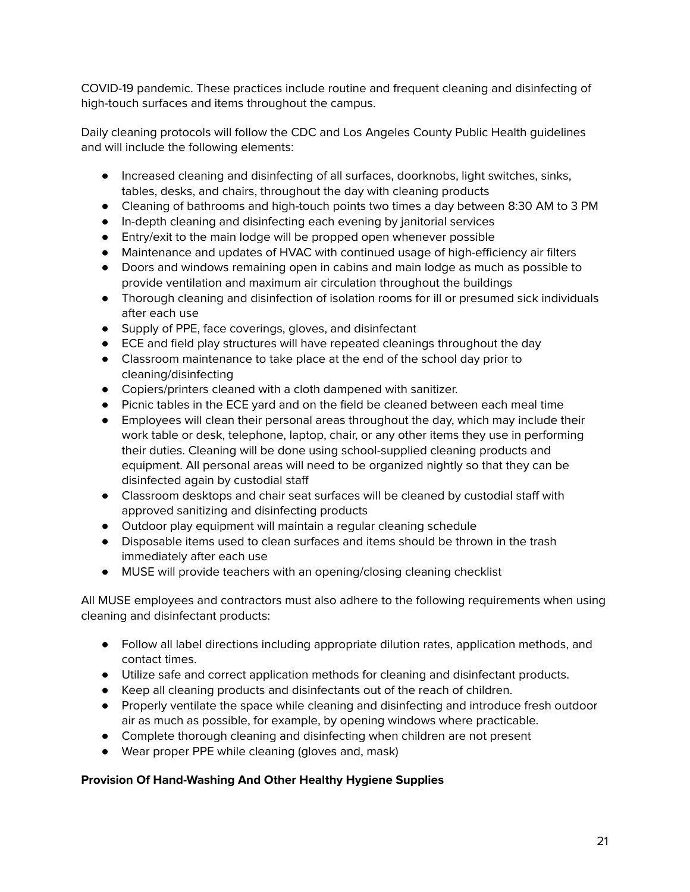COVID-19 pandemic. These practices include routine and frequent cleaning and disinfecting of high-touch surfaces and items throughout the campus.

Daily cleaning protocols will follow the CDC and Los Angeles County Public Health guidelines and will include the following elements:

- Increased cleaning and disinfecting of all surfaces, doorknobs, light switches, sinks, tables, desks, and chairs, throughout the day with cleaning products
- Cleaning of bathrooms and high-touch points two times a day between 8:30 AM to 3 PM
- In-depth cleaning and disinfecting each evening by janitorial services
- Entry/exit to the main lodge will be propped open whenever possible
- Maintenance and updates of HVAC with continued usage of high-efficiency air filters
- Doors and windows remaining open in cabins and main lodge as much as possible to provide ventilation and maximum air circulation throughout the buildings
- Thorough cleaning and disinfection of isolation rooms for ill or presumed sick individuals after each use
- Supply of PPE, face coverings, gloves, and disinfectant
- ECE and field play structures will have repeated cleanings throughout the day
- Classroom maintenance to take place at the end of the school day prior to cleaning/disinfecting
- Copiers/printers cleaned with a cloth dampened with sanitizer.
- Picnic tables in the ECE yard and on the field be cleaned between each meal time
- Employees will clean their personal areas throughout the day, which may include their work table or desk, telephone, laptop, chair, or any other items they use in performing their duties. Cleaning will be done using school-supplied cleaning products and equipment. All personal areas will need to be organized nightly so that they can be disinfected again by custodial staff
- Classroom desktops and chair seat surfaces will be cleaned by custodial staff with approved sanitizing and disinfecting products
- Outdoor play equipment will maintain a regular cleaning schedule
- Disposable items used to clean surfaces and items should be thrown in the trash immediately after each use
- MUSE will provide teachers with an opening/closing cleaning checklist

All MUSE employees and contractors must also adhere to the following requirements when using cleaning and disinfectant products:

- Follow all label directions including appropriate dilution rates, application methods, and contact times.
- Utilize safe and correct application methods for cleaning and disinfectant products.
- Keep all cleaning products and disinfectants out of the reach of children.
- Properly ventilate the space while cleaning and disinfecting and introduce fresh outdoor air as much as possible, for example, by opening windows where practicable.
- Complete thorough cleaning and disinfecting when children are not present
- Wear proper PPE while cleaning (gloves and, mask)

**Provision Of Hand-Washing And Other Healthy Hygiene Supplies**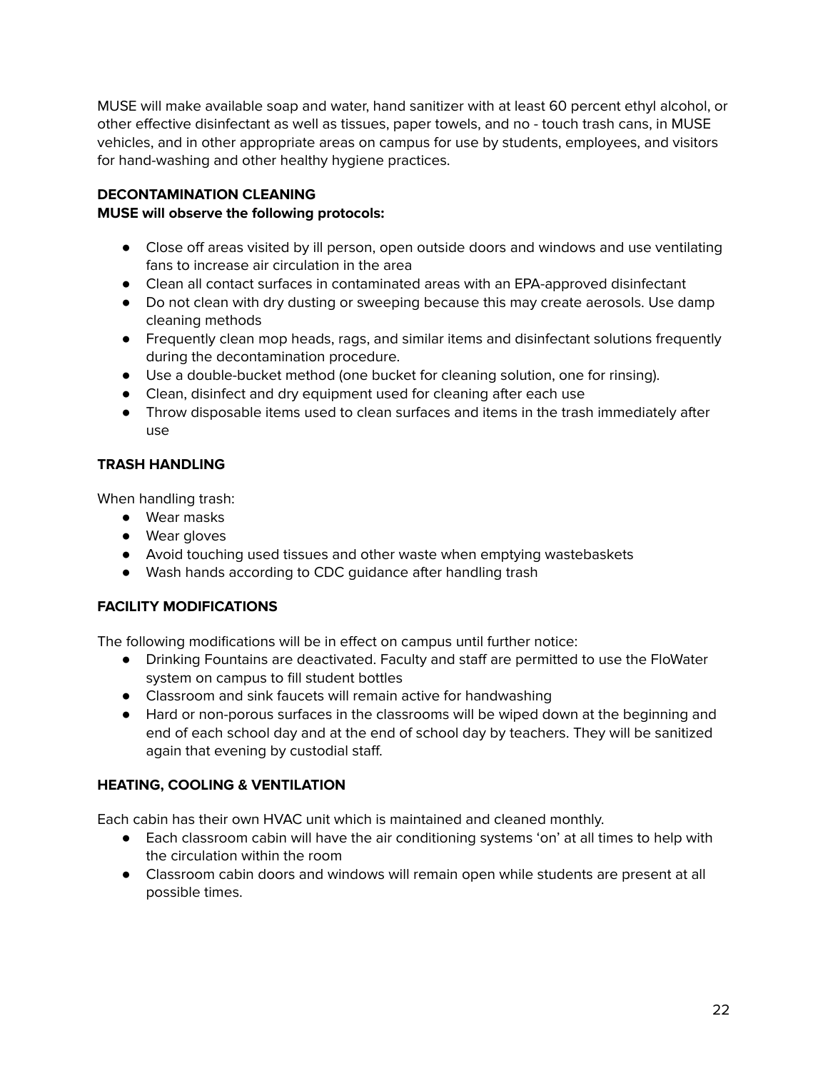MUSE will make available soap and water, hand sanitizer with at least 60 percent ethyl alcohol, or other effective disinfectant as well as tissues, paper towels, and no - touch trash cans, in MUSE vehicles, and in other appropriate areas on campus for use by students, employees, and visitors for hand-washing and other healthy hygiene practices.

**DECONTAMINATION CLEANING**

**MUSE will observe the following protocols:**

- Close off areas visited by ill person, open outside doors and windows and use ventilating fans to increase air circulation in the area
- Clean all contact surfaces in contaminated areas with an EPA-approved disinfectant
- Do not clean with dry dusting or sweeping because this may create aerosols. Use damp cleaning methods
- Frequently clean mop heads, rags, and similar items and disinfectant solutions frequently during the decontamination procedure.
- Use a double-bucket method (one bucket for cleaning solution, one for rinsing).
- Clean, disinfect and dry equipment used for cleaning after each use
- Throw disposable items used to clean surfaces and items in the trash immediately after use

**TRASH HANDLING**

When handling trash:

- Wear masks
- Wear gloves
- Avoid touching used tissues and other waste when emptying wastebaskets
- Wash hands according to CDC guidance after handling trash

**FACILITY MODIFICATIONS**

The following modifications will be in effect on campus until further notice:

- Drinking Fountains are deactivated. Faculty and staff are permitted to use the FloWater system on campus to fill student bottles
- Classroom and sink faucets will remain active for handwashing
- Hard or non-porous surfaces in the classrooms will be wiped down at the beginning and end of each school day and at the end of school day by teachers. They will be sanitized again that evening by custodial staff.

**HEATING, COOLING & VENTILATION**

Each cabin has their own HVAC unit which is maintained and cleaned monthly.

- Each classroom cabin will have the air conditioning systems 'on' at all times to help with the circulation within the room
- Classroom cabin doors and windows will remain open while students are present at all possible times.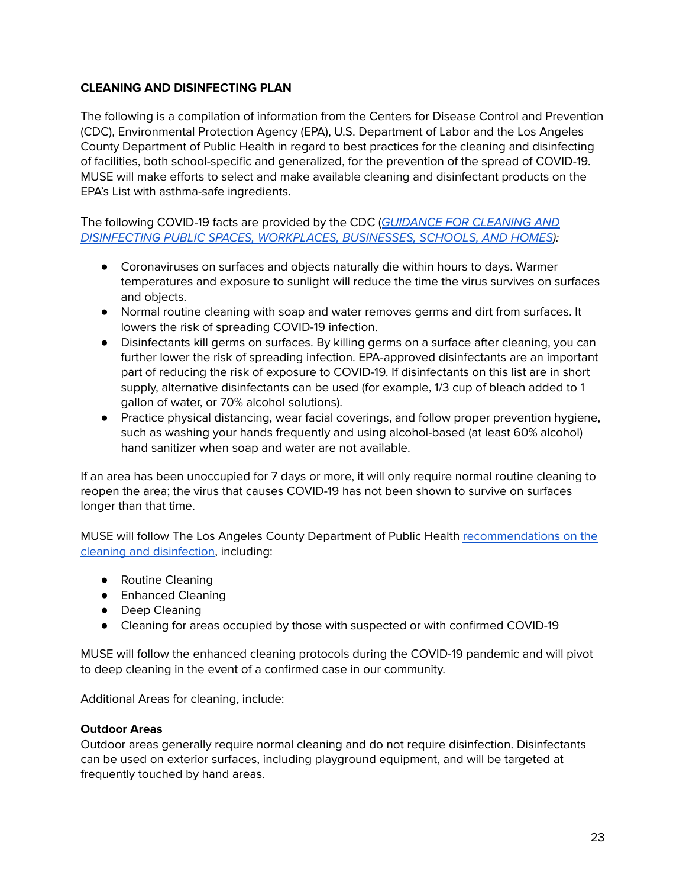**CLEANING AND DISINFECTING PLAN**

The following is a compilation of information from the Centers for Disease Control and Prevention (CDC), Environmental Protection Agency (EPA), U.S. Department of Labor and the Los Angeles County Department of Public Health in regard to best practices for the cleaning and disinfecting of facilities, both school-specific and generalized, for the prevention of the spread of COVID-19. MUSE will make efforts to select and make available cleaning and disinfectant products on the EPA's List with asthma-safe ingredients.

The following COVID-19 facts are provided by the CDC (*GUIDANCE FOR CLEANING AND DISINFECTING PUBLIC SPACES, WORKPLACES, BUSINESSES, SCHOOLS, AND HOMES*):

- Coronaviruses on surfaces and objects naturally die within hours to days. Warmer temperatures and exposure to sunlight will reduce the time the virus survives on surfaces and objects.
- Normal routine cleaning with soap and water removes germs and dirt from surfaces. It lowers the risk of spreading COVID-19 infection.
- Disinfectants kill germs on surfaces. By killing germs on a surface after cleaning, you can further lower the risk of spreading infection. EPA-approved disinfectants are an important part of reducing the risk of exposure to COVID-19. If disinfectants on this list are in short supply, alternative disinfectants can be used (for example, 1/3 cup of bleach added to 1 gallon of water, or 70% alcohol solutions).
- Practice physical distancing, wear facial coverings, and follow proper prevention hygiene, such as washing your hands frequently and using alcohol-based (at least 60% alcohol) hand sanitizer when soap and water are not available.

If an area has been unoccupied for 7 days or more, it will only require normal routine cleaning to reopen the area; the virus that causes COVID-19 has not been shown to survive on surfaces longer than that time.

MUSE will follow The Los Angeles County Department of Public Health recommendations on the cleaning and disinfection, including:

- Routine Cleaning
- Enhanced Cleaning
- Deep Cleaning
- Cleaning for areas occupied by those with suspected or with confirmed COVID-19

MUSE will follow the enhanced cleaning protocols during the COVID-19 pandemic and will pivot to deep cleaning in the event of a confirmed case in our community.

Additional Areas for cleaning, include:

**Outdoor Areas**
Outdoor areas generally require normal cleaning and do not require disinfection. Disinfectants can be used on exterior surfaces, including playground equipment, and will be targeted at frequently touched by hand areas.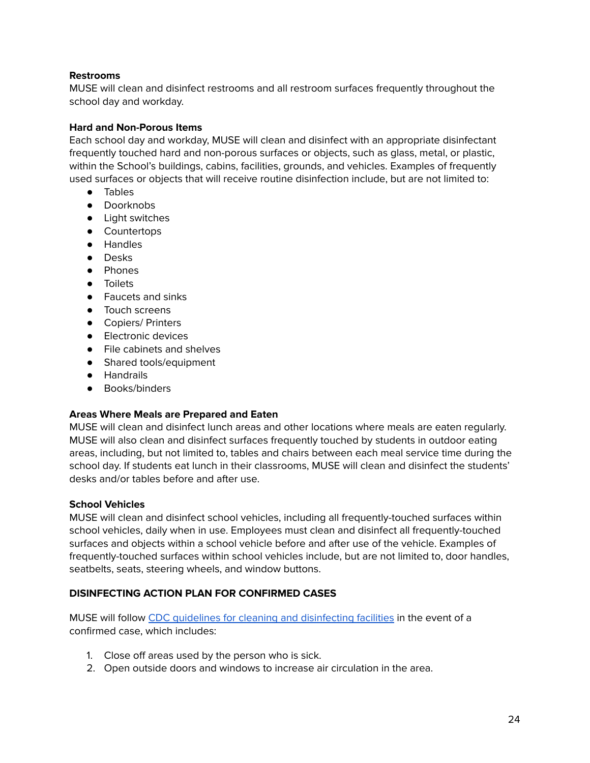**Restrooms**

MUSE will clean and disinfect restrooms and all restroom surfaces frequently throughout the school day and workday.

**Hard and Non-Porous Items**

Each school day and workday, MUSE will clean and disinfect with an appropriate disinfectant frequently touched hard and non-porous surfaces or objects, such as glass, metal, or plastic, within the School's buildings, cabins, facilities, grounds, and vehicles. Examples of frequently used surfaces or objects that will receive routine disinfection include, but are not limited to:

- Tables
- Doorknobs
- Light switches
- Countertops
- Handles
- Desks
- Phones
- Toilets
- Faucets and sinks
- Touch screens
- Copiers/ Printers
- Electronic devices
- File cabinets and shelves
- Shared tools/equipment
- Handrails
- Books/binders

**Areas Where Meals are Prepared and Eaten**

MUSE will clean and disinfect lunch areas and other locations where meals are eaten regularly. MUSE will also clean and disinfect surfaces frequently touched by students in outdoor eating areas, including, but not limited to, tables and chairs between each meal service time during the school day. If students eat lunch in their classrooms, MUSE will clean and disinfect the students' desks and/or tables before and after use.

**School Vehicles**

MUSE will clean and disinfect school vehicles, including all frequently-touched surfaces within school vehicles, daily when in use. Employees must clean and disinfect all frequently-touched surfaces and objects within a school vehicle before and after use of the vehicle. Examples of frequently-touched surfaces within school vehicles include, but are not limited to, door handles, seatbelts, seats, steering wheels, and window buttons.

**DISINFECTING ACTION PLAN FOR CONFIRMED CASES**

MUSE will follow CDC guidelines for cleaning and disinfecting facilities in the event of a confirmed case, which includes:

1. Close off areas used by the person who is sick.
2. Open outside doors and windows to increase air circulation in the area.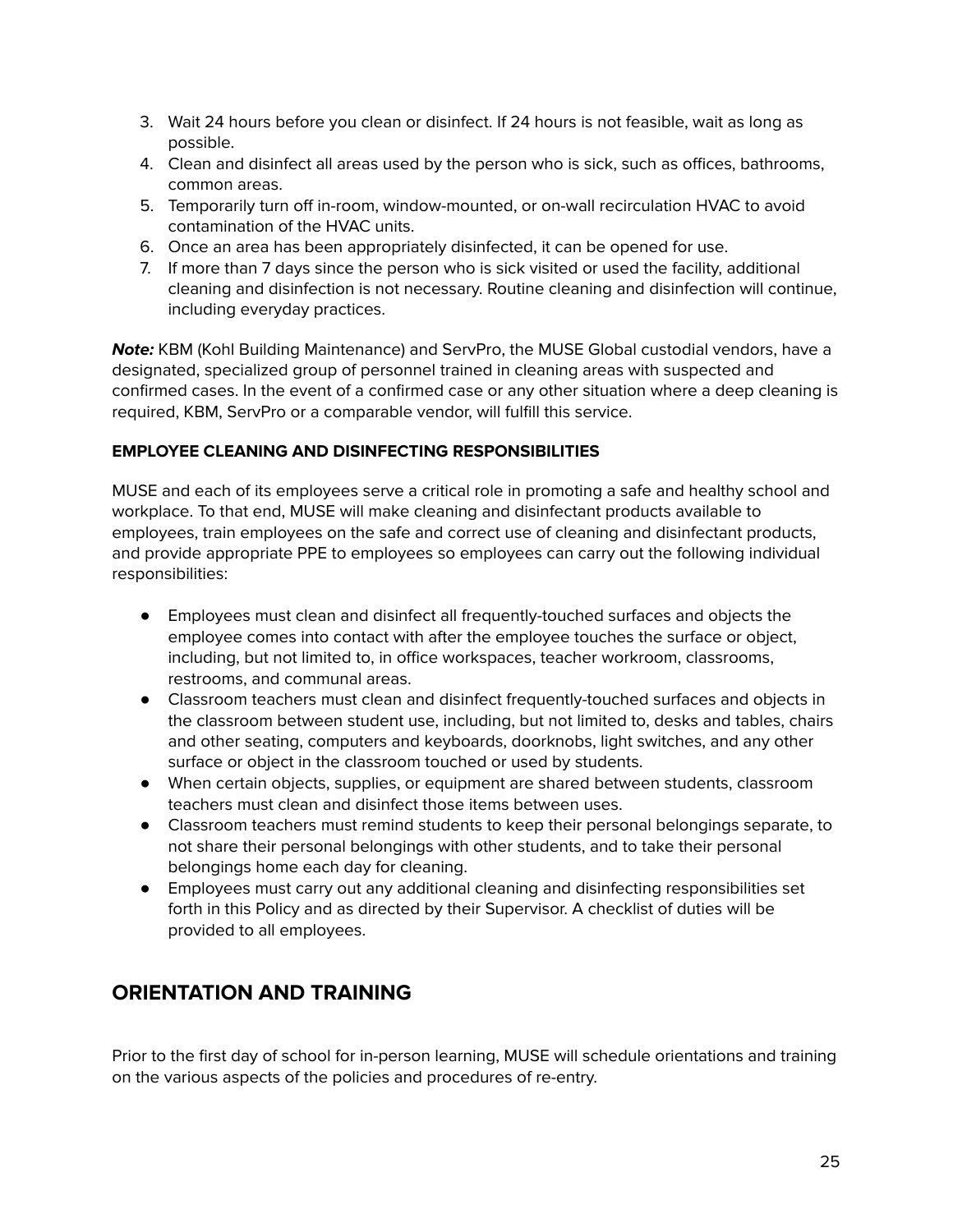3. Wait 24 hours before you clean or disinfect. If 24 hours is not feasible, wait as long as possible.
4. Clean and disinfect all areas used by the person who is sick, such as offices, bathrooms, common areas.
5. Temporarily turn off in-room, window-mounted, or on-wall recirculation HVAC to avoid contamination of the HVAC units.
6. Once an area has been appropriately disinfected, it can be opened for use.
7. If more than 7 days since the person who is sick visited or used the facility, additional cleaning and disinfection is not necessary. Routine cleaning and disinfection will continue, including everyday practices.

***Note:*** KBM (Kohl Building Maintenance) and ServPro, the MUSE Global custodial vendors, have a designated, specialized group of personnel trained in cleaning areas with suspected and confirmed cases. In the event of a confirmed case or any other situation where a deep cleaning is required, KBM, ServPro or a comparable vendor, will fulfill this service.

### EMPLOYEE CLEANING AND DISINFECTING RESPONSIBILITIES

MUSE and each of its employees serve a critical role in promoting a safe and healthy school and workplace. To that end, MUSE will make cleaning and disinfectant products available to employees, train employees on the safe and correct use of cleaning and disinfectant products, and provide appropriate PPE to employees so employees can carry out the following individual responsibilities:

- Employees must clean and disinfect all frequently-touched surfaces and objects the employee comes into contact with after the employee touches the surface or object, including, but not limited to, in office workspaces, teacher workroom, classrooms, restrooms, and communal areas.
- Classroom teachers must clean and disinfect frequently-touched surfaces and objects in the classroom between student use, including, but not limited to, desks and tables, chairs and other seating, computers and keyboards, doorknobs, light switches, and any other surface or object in the classroom touched or used by students.
- When certain objects, supplies, or equipment are shared between students, classroom teachers must clean and disinfect those items between uses.
- Classroom teachers must remind students to keep their personal belongings separate, to not share their personal belongings with other students, and to take their personal belongings home each day for cleaning.
- Employees must carry out any additional cleaning and disinfecting responsibilities set forth in this Policy and as directed by their Supervisor. A checklist of duties will be provided to all employees.

## ORIENTATION AND TRAINING

Prior to the first day of school for in-person learning, MUSE will schedule orientations and training on the various aspects of the policies and procedures of re-entry.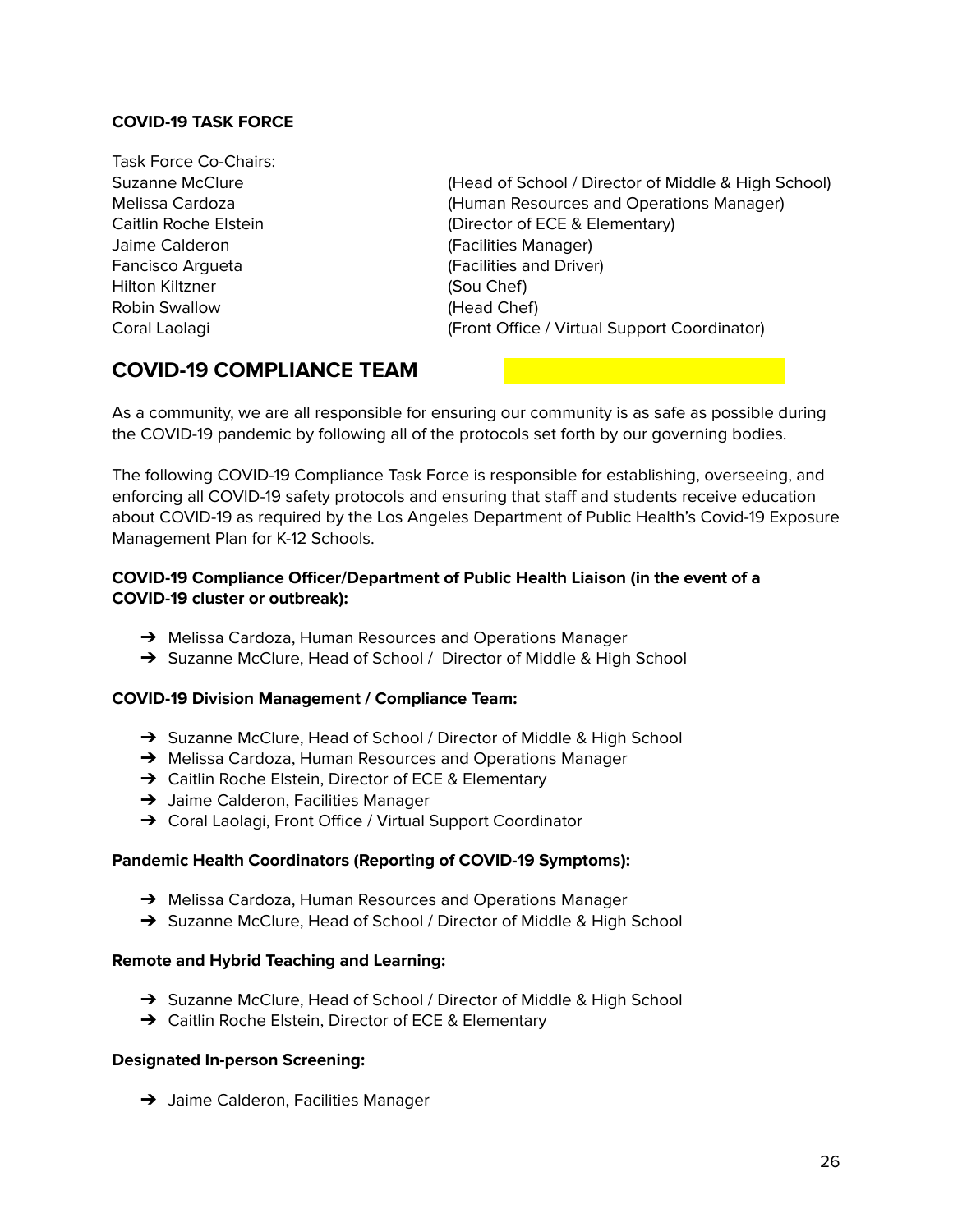**COVID-19 TASK FORCE**

Task Force Co-Chairs:

| | |
|---|---|
| Suzanne McClure | (Head of School / Director of Middle & High School) |
| Melissa Cardoza | (Human Resources and Operations Manager) |
| Caitlin Roche Elstein | (Director of ECE & Elementary) |
| Jaime Calderon | (Facilities Manager) |
| Fancisco Argueta | (Facilities and Driver) |
| Hilton Kiltzner | (Sou Chef) |
| Robin Swallow | (Head Chef) |
| Coral Laolagi | (Front Office / Virtual Support Coordinator) |

## COVID-19 COMPLIANCE TEAM

As a community, we are all responsible for ensuring our community is as safe as possible during the COVID-19 pandemic by following all of the protocols set forth by our governing bodies.

The following COVID-19 Compliance Task Force is responsible for establishing, overseeing, and enforcing all COVID-19 safety protocols and ensuring that staff and students receive education about COVID-19 as required by the Los Angeles Department of Public Health's Covid-19 Exposure Management Plan for K-12 Schools.

**COVID-19 Compliance Officer/Department of Public Health Liaison (in the event of a COVID-19 cluster or outbreak):**

- ➔ Melissa Cardoza, Human Resources and Operations Manager
- ➔ Suzanne McClure, Head of School / Director of Middle & High School

**COVID-19 Division Management / Compliance Team:**

- ➔ Suzanne McClure, Head of School / Director of Middle & High School
- ➔ Melissa Cardoza, Human Resources and Operations Manager
- ➔ Caitlin Roche Elstein, Director of ECE & Elementary
- ➔ Jaime Calderon, Facilities Manager
- ➔ Coral Laolagi, Front Office / Virtual Support Coordinator

**Pandemic Health Coordinators (Reporting of COVID-19 Symptoms):**

- ➔ Melissa Cardoza, Human Resources and Operations Manager
- ➔ Suzanne McClure, Head of School / Director of Middle & High School

**Remote and Hybrid Teaching and Learning:**

- ➔ Suzanne McClure, Head of School / Director of Middle & High School
- ➔ Caitlin Roche Elstein, Director of ECE & Elementary

**Designated In-person Screening:**

- ➔ Jaime Calderon, Facilities Manager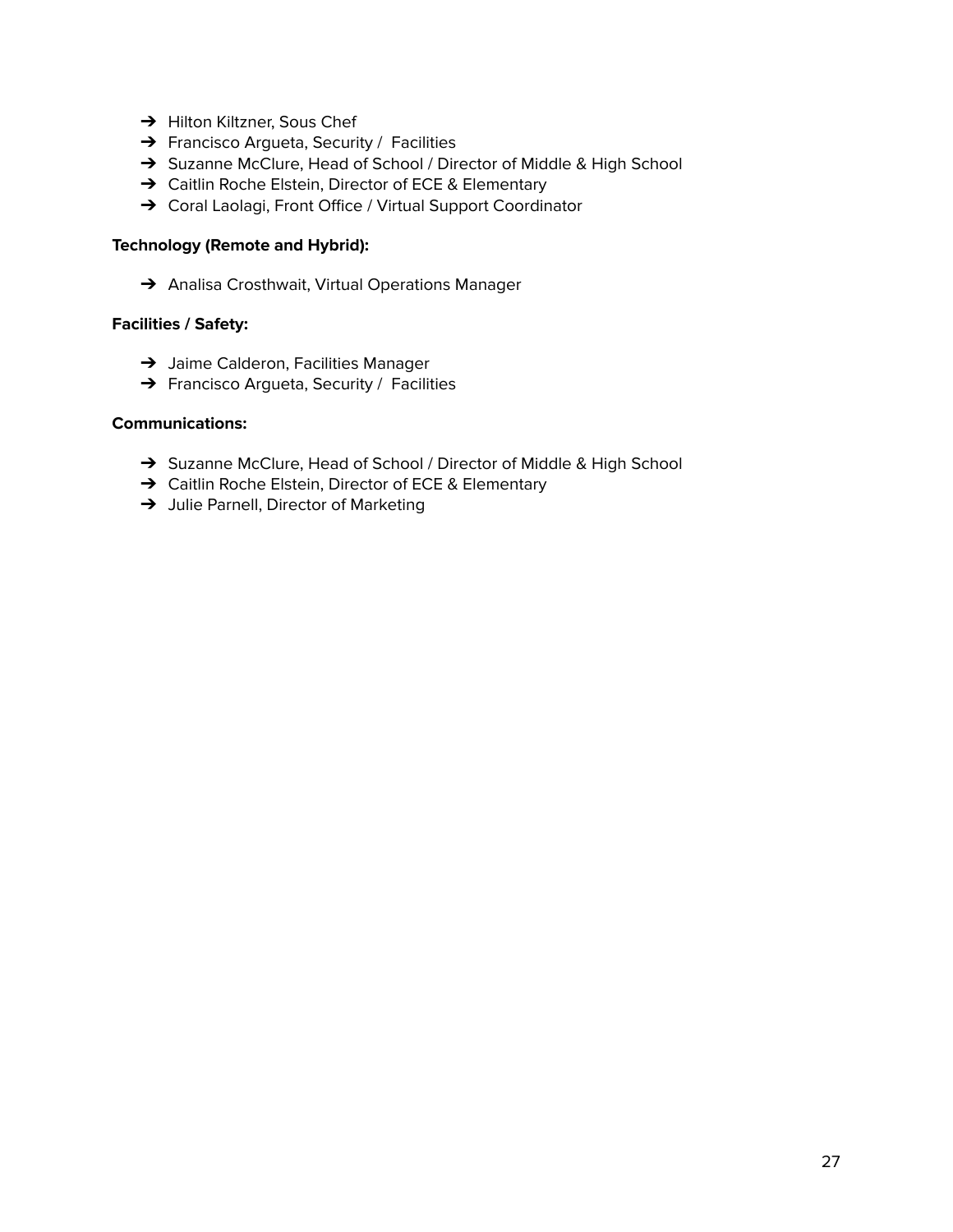- Hilton Kiltzner, Sous Chef
- Francisco Argueta, Security / Facilities
- Suzanne McClure, Head of School / Director of Middle & High School
- Caitlin Roche Elstein, Director of ECE & Elementary
- Coral Laolagi, Front Office / Virtual Support Coordinator

**Technology (Remote and Hybrid):**

- Analisa Crosthwait, Virtual Operations Manager

**Facilities / Safety:**

- Jaime Calderon, Facilities Manager
- Francisco Argueta, Security / Facilities

**Communications:**

- Suzanne McClure, Head of School / Director of Middle & High School
- Caitlin Roche Elstein, Director of ECE & Elementary
- Julie Parnell, Director of Marketing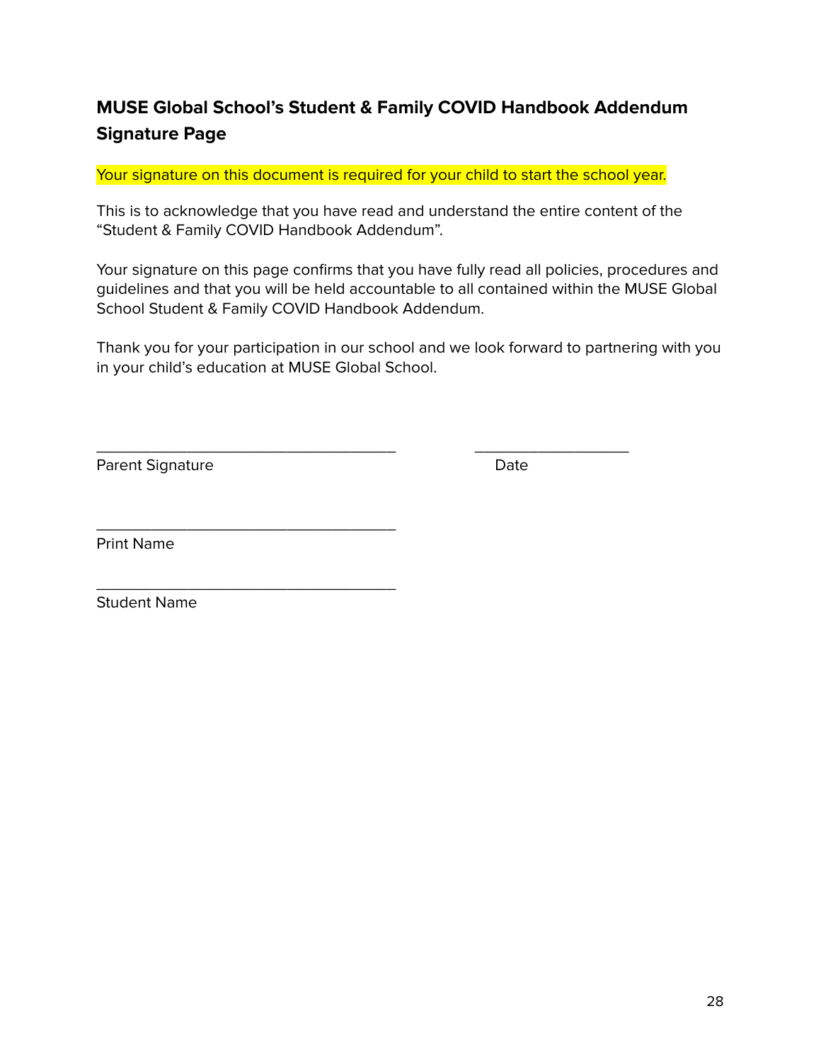## MUSE Global School's Student & Family COVID Handbook Addendum Signature Page

Your signature on this document is required for your child to start the school year.

This is to acknowledge that you have read and understand the entire content of the "Student & Family COVID Handbook Addendum".

Your signature on this page confirms that you have fully read all policies, procedures and guidelines and that you will be held accountable to all contained within the MUSE Global School Student & Family COVID Handbook Addendum.

Thank you for your participation in our school and we look forward to partnering with you in your child's education at MUSE Global School.

_____________________________________ &nbsp;&nbsp;&nbsp;&nbsp;&nbsp;&nbsp;&nbsp;&nbsp;&nbsp;&nbsp; ___________________
Parent Signature &nbsp;&nbsp;&nbsp;&nbsp;&nbsp;&nbsp;&nbsp;&nbsp;&nbsp;&nbsp;&nbsp;&nbsp;&nbsp;&nbsp;&nbsp;&nbsp;&nbsp;&nbsp;&nbsp;&nbsp;&nbsp;&nbsp;&nbsp;&nbsp;&nbsp;&nbsp;&nbsp;&nbsp;&nbsp;&nbsp;&nbsp;&nbsp;&nbsp;&nbsp;&nbsp;&nbsp;&nbsp;&nbsp;&nbsp;&nbsp;&nbsp;&nbsp; Date

_____________________________________
Print Name

_____________________________________
Student Name